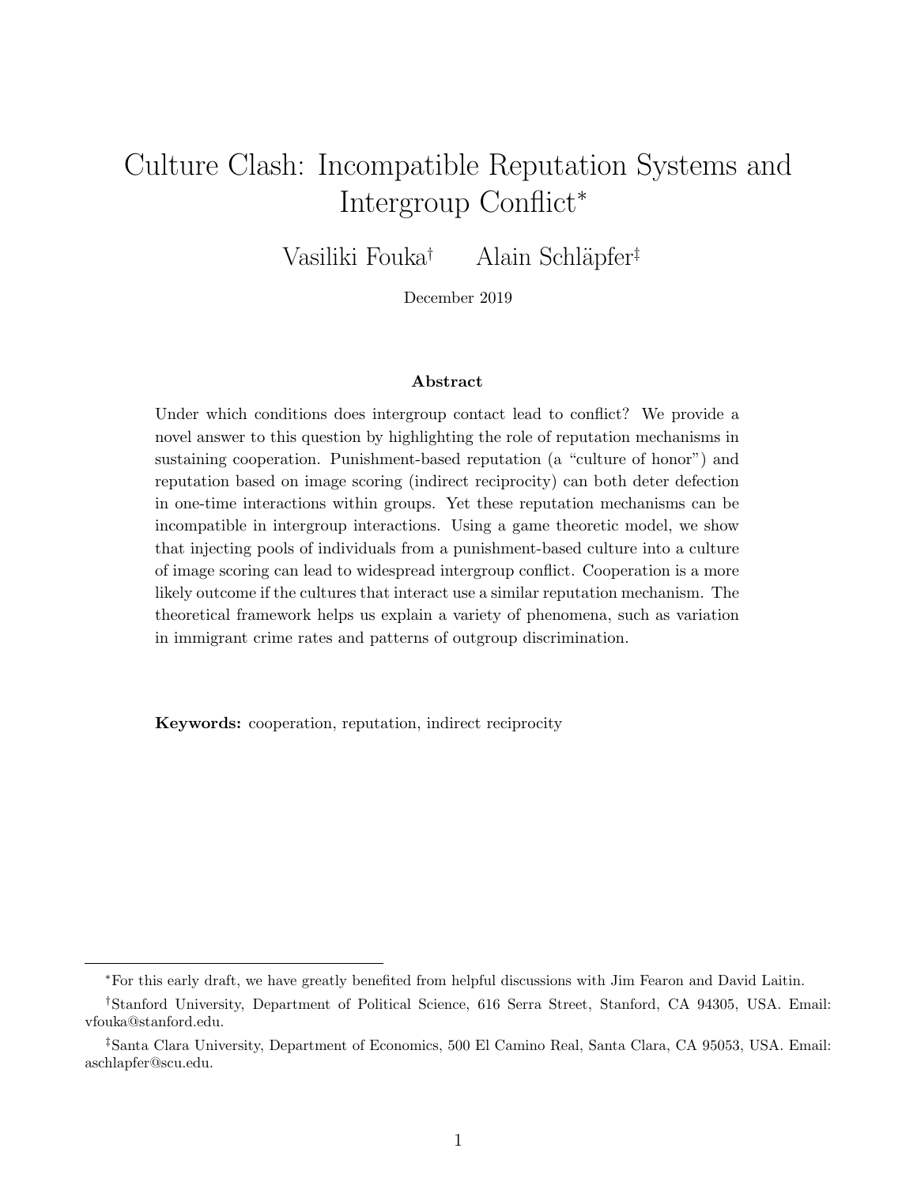# Culture Clash: Incompatible Reputation Systems and Intergroup Conflict[*]

Vasiliki Fouka[†] Alain Schläpfer[‡]

December 2019

### Abstract

Under which conditions does intergroup contact lead to conflict? We provide a novel answer to this question by highlighting the role of reputation mechanisms in sustaining cooperation. Punishment-based reputation (a "culture of honor") and reputation based on image scoring (indirect reciprocity) can both deter defection in one-time interactions within groups. Yet these reputation mechanisms can be incompatible in intergroup interactions. Using a game theoretic model, we show that injecting pools of individuals from a punishment-based culture into a culture of image scoring can lead to widespread intergroup conflict. Cooperation is a more likely outcome if the cultures that interact use a similar reputation mechanism. The theoretical framework helps us explain a variety of phenomena, such as variation in immigrant crime rates and patterns of outgroup discrimination.

**Keywords:** cooperation, reputation, indirect reciprocity

---

[*] For this early draft, we have greatly benefited from helpful discussions with Jim Fearon and David Laitin.

[†] Stanford University, Department of Political Science, 616 Serra Street, Stanford, CA 94305, USA. Email: vfouka@stanford.edu.

[‡] Santa Clara University, Department of Economics, 500 El Camino Real, Santa Clara, CA 95053, USA. Email: aschlapfer@scu.edu.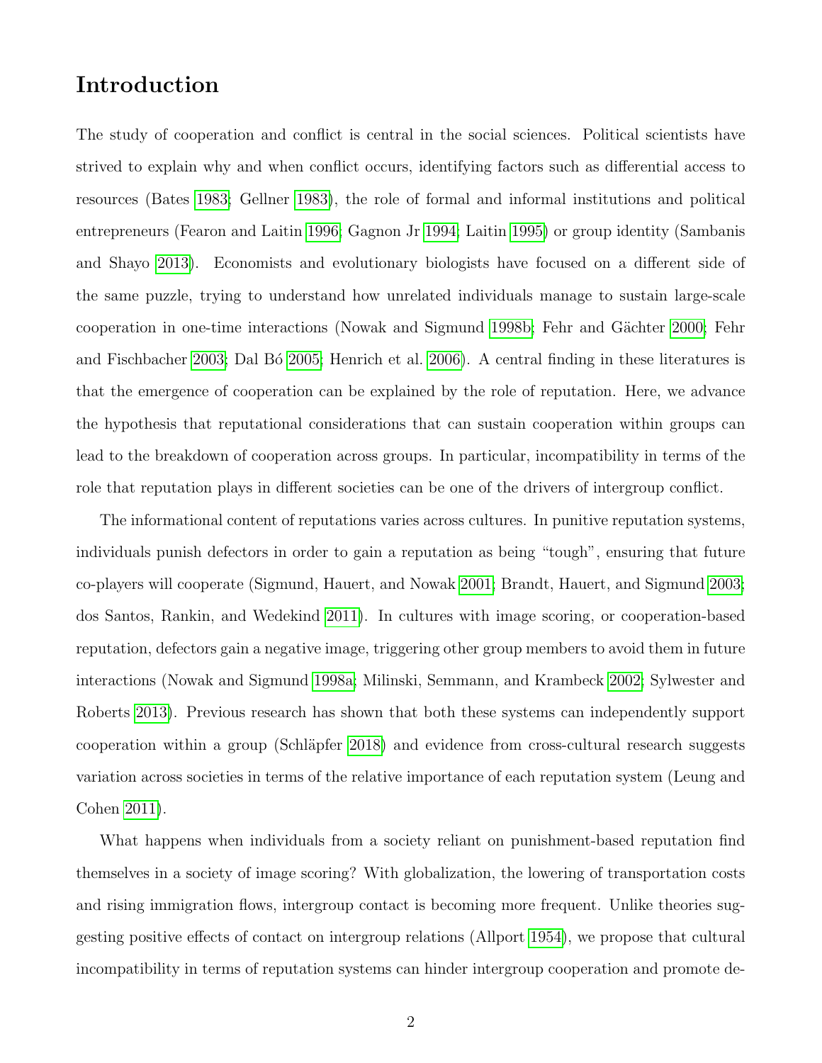## Introduction

The study of cooperation and conflict is central in the social sciences. Political scientists have strived to explain why and when conflict occurs, identifying factors such as differential access to resources (Bates 1983; Gellner 1983), the role of formal and informal institutions and political entrepreneurs (Fearon and Laitin 1996; Gagnon Jr 1994; Laitin 1995) or group identity (Sambanis and Shayo 2013). Economists and evolutionary biologists have focused on a different side of the same puzzle, trying to understand how unrelated individuals manage to sustain large-scale cooperation in one-time interactions (Nowak and Sigmund 1998b; Fehr and Gächter 2000; Fehr and Fischbacher 2003; Dal Bó 2005; Henrich et al. 2006). A central finding in these literatures is that the emergence of cooperation can be explained by the role of reputation. Here, we advance the hypothesis that reputational considerations that can sustain cooperation within groups can lead to the breakdown of cooperation across groups. In particular, incompatibility in terms of the role that reputation plays in different societies can be one of the drivers of intergroup conflict.

The informational content of reputations varies across cultures. In punitive reputation systems, individuals punish defectors in order to gain a reputation as being "tough", ensuring that future co-players will cooperate (Sigmund, Hauert, and Nowak 2001; Brandt, Hauert, and Sigmund 2003; dos Santos, Rankin, and Wedekind 2011). In cultures with image scoring, or cooperation-based reputation, defectors gain a negative image, triggering other group members to avoid them in future interactions (Nowak and Sigmund 1998a; Milinski, Semmann, and Krambeck 2002; Sylwester and Roberts 2013). Previous research has shown that both these systems can independently support cooperation within a group (Schläpfer 2018) and evidence from cross-cultural research suggests variation across societies in terms of the relative importance of each reputation system (Leung and Cohen 2011).

What happens when individuals from a society reliant on punishment-based reputation find themselves in a society of image scoring? With globalization, the lowering of transportation costs and rising immigration flows, intergroup contact is becoming more frequent. Unlike theories suggesting positive effects of contact on intergroup relations (Allport 1954), we propose that cultural incompatibility in terms of reputation systems can hinder intergroup cooperation and promote de-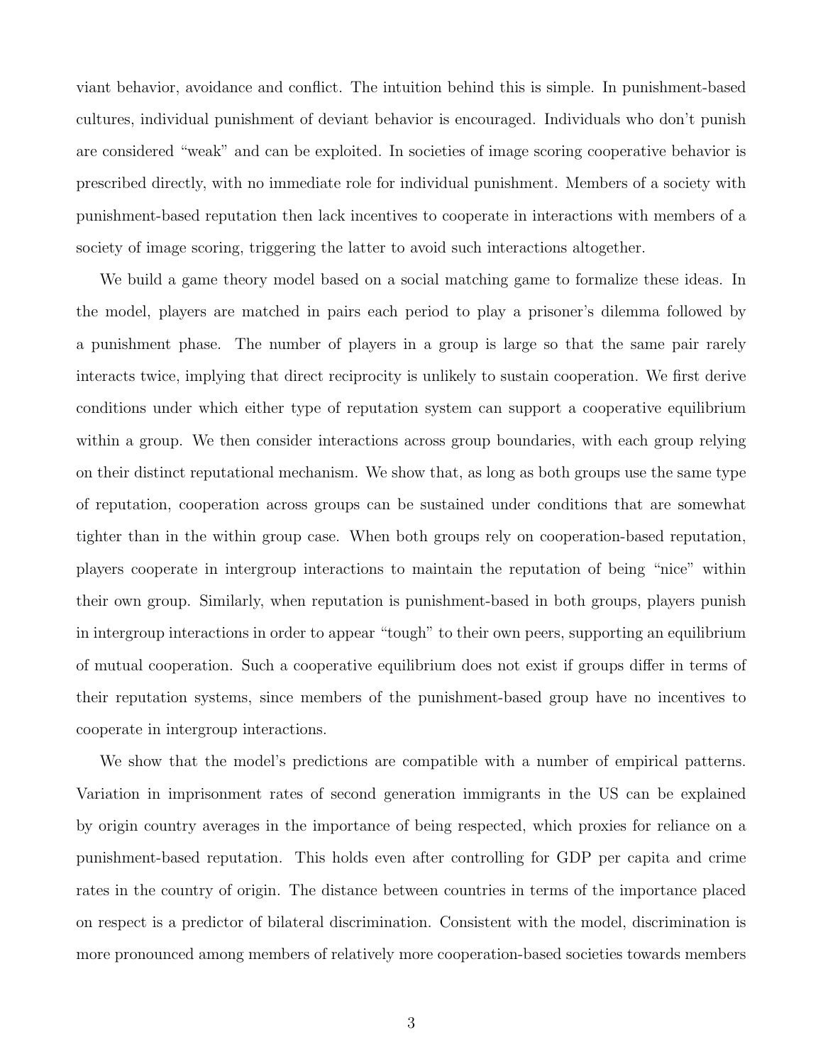viant behavior, avoidance and conflict. The intuition behind this is simple. In punishment-based cultures, individual punishment of deviant behavior is encouraged. Individuals who don't punish are considered "weak" and can be exploited. In societies of image scoring cooperative behavior is prescribed directly, with no immediate role for individual punishment. Members of a society with punishment-based reputation then lack incentives to cooperate in interactions with members of a society of image scoring, triggering the latter to avoid such interactions altogether.

We build a game theory model based on a social matching game to formalize these ideas. In the model, players are matched in pairs each period to play a prisoner's dilemma followed by a punishment phase. The number of players in a group is large so that the same pair rarely interacts twice, implying that direct reciprocity is unlikely to sustain cooperation. We first derive conditions under which either type of reputation system can support a cooperative equilibrium within a group. We then consider interactions across group boundaries, with each group relying on their distinct reputational mechanism. We show that, as long as both groups use the same type of reputation, cooperation across groups can be sustained under conditions that are somewhat tighter than in the within group case. When both groups rely on cooperation-based reputation, players cooperate in intergroup interactions to maintain the reputation of being "nice" within their own group. Similarly, when reputation is punishment-based in both groups, players punish in intergroup interactions in order to appear "tough" to their own peers, supporting an equilibrium of mutual cooperation. Such a cooperative equilibrium does not exist if groups differ in terms of their reputation systems, since members of the punishment-based group have no incentives to cooperate in intergroup interactions.

We show that the model's predictions are compatible with a number of empirical patterns. Variation in imprisonment rates of second generation immigrants in the US can be explained by origin country averages in the importance of being respected, which proxies for reliance on a punishment-based reputation. This holds even after controlling for GDP per capita and crime rates in the country of origin. The distance between countries in terms of the importance placed on respect is a predictor of bilateral discrimination. Consistent with the model, discrimination is more pronounced among members of relatively more cooperation-based societies towards members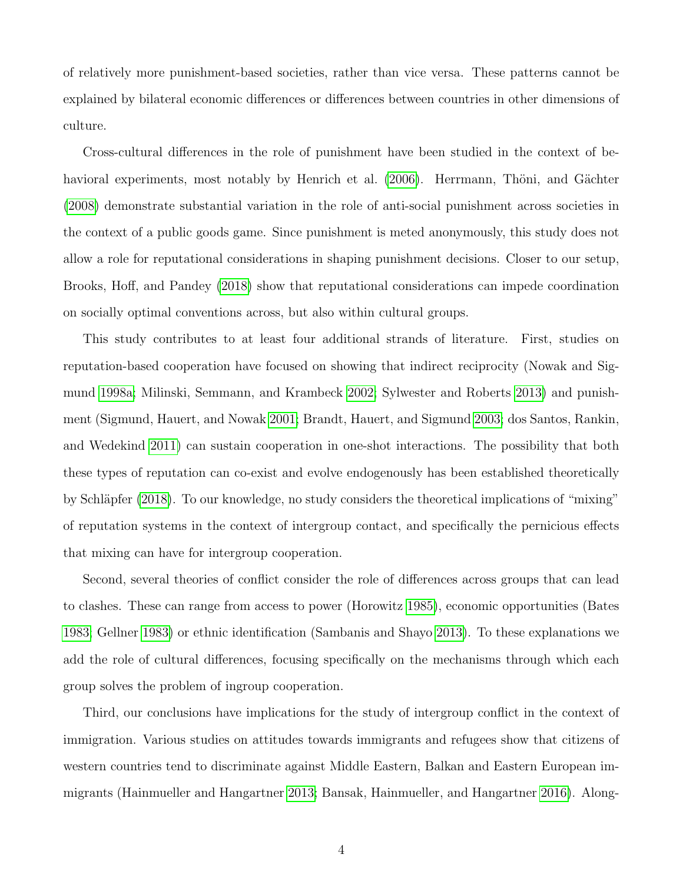of relatively more punishment-based societies, rather than vice versa. These patterns cannot be explained by bilateral economic differences or differences between countries in other dimensions of culture.

Cross-cultural differences in the role of punishment have been studied in the context of behavioral experiments, most notably by Henrich et al. (2006). Herrmann, Thöni, and Gächter (2008) demonstrate substantial variation in the role of anti-social punishment across societies in the context of a public goods game. Since punishment is meted anonymously, this study does not allow a role for reputational considerations in shaping punishment decisions. Closer to our setup, Brooks, Hoff, and Pandey (2018) show that reputational considerations can impede coordination on socially optimal conventions across, but also within cultural groups.

This study contributes to at least four additional strands of literature. First, studies on reputation-based cooperation have focused on showing that indirect reciprocity (Nowak and Sigmund 1998a; Milinski, Semmann, and Krambeck 2002; Sylwester and Roberts 2013) and punishment (Sigmund, Hauert, and Nowak 2001; Brandt, Hauert, and Sigmund 2003; dos Santos, Rankin, and Wedekind 2011) can sustain cooperation in one-shot interactions. The possibility that both these types of reputation can co-exist and evolve endogenously has been established theoretically by Schläpfer (2018). To our knowledge, no study considers the theoretical implications of "mixing" of reputation systems in the context of intergroup contact, and specifically the pernicious effects that mixing can have for intergroup cooperation.

Second, several theories of conflict consider the role of differences across groups that can lead to clashes. These can range from access to power (Horowitz 1985), economic opportunities (Bates 1983; Gellner 1983) or ethnic identification (Sambanis and Shayo 2013). To these explanations we add the role of cultural differences, focusing specifically on the mechanisms through which each group solves the problem of ingroup cooperation.

Third, our conclusions have implications for the study of intergroup conflict in the context of immigration. Various studies on attitudes towards immigrants and refugees show that citizens of western countries tend to discriminate against Middle Eastern, Balkan and Eastern European immigrants (Hainmueller and Hangartner 2013; Bansak, Hainmueller, and Hangartner 2016). Along-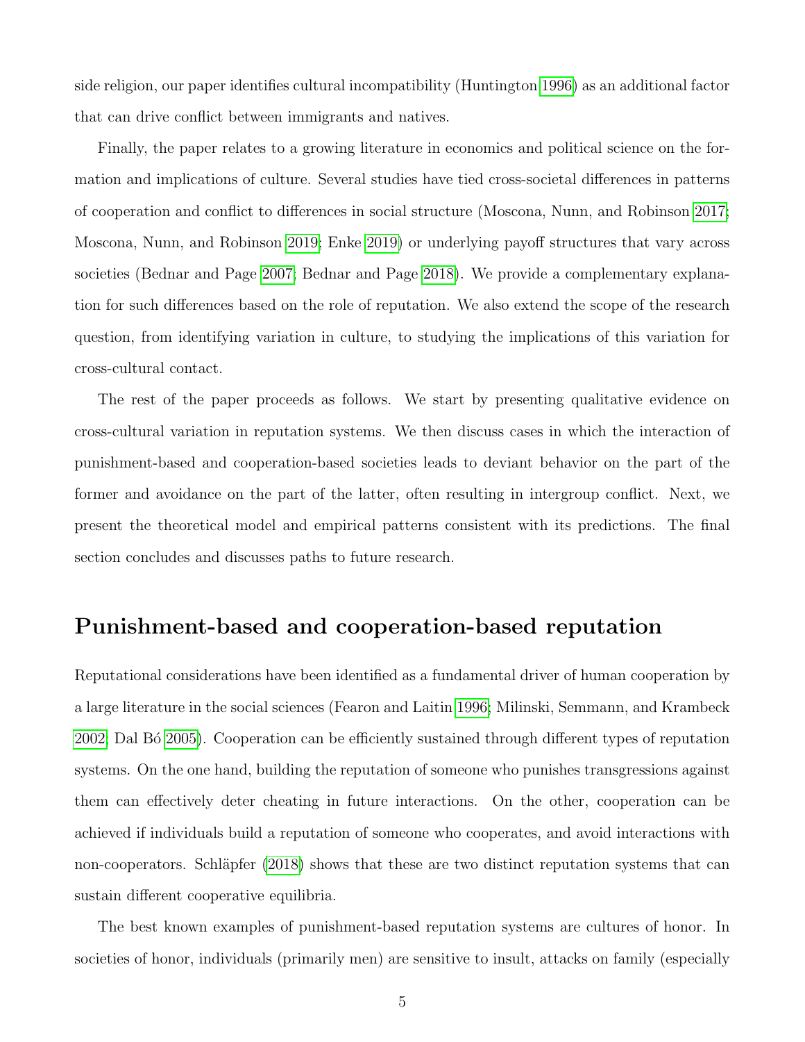side religion, our paper identifies cultural incompatibility (Huntington 1996) as an additional factor that can drive conflict between immigrants and natives.

Finally, the paper relates to a growing literature in economics and political science on the formation and implications of culture. Several studies have tied cross-societal differences in patterns of cooperation and conflict to differences in social structure (Moscona, Nunn, and Robinson 2017; Moscona, Nunn, and Robinson 2019; Enke 2019) or underlying payoff structures that vary across societies (Bednar and Page 2007; Bednar and Page 2018). We provide a complementary explanation for such differences based on the role of reputation. We also extend the scope of the research question, from identifying variation in culture, to studying the implications of this variation for cross-cultural contact.

The rest of the paper proceeds as follows. We start by presenting qualitative evidence on cross-cultural variation in reputation systems. We then discuss cases in which the interaction of punishment-based and cooperation-based societies leads to deviant behavior on the part of the former and avoidance on the part of the latter, often resulting in intergroup conflict. Next, we present the theoretical model and empirical patterns consistent with its predictions. The final section concludes and discusses paths to future research.

## Punishment-based and cooperation-based reputation

Reputational considerations have been identified as a fundamental driver of human cooperation by a large literature in the social sciences (Fearon and Laitin 1996; Milinski, Semmann, and Krambeck 2002; Dal Bó 2005). Cooperation can be efficiently sustained through different types of reputation systems. On the one hand, building the reputation of someone who punishes transgressions against them can effectively deter cheating in future interactions. On the other, cooperation can be achieved if individuals build a reputation of someone who cooperates, and avoid interactions with non-cooperators. Schläpfer (2018) shows that these are two distinct reputation systems that can sustain different cooperative equilibria.

The best known examples of punishment-based reputation systems are cultures of honor. In societies of honor, individuals (primarily men) are sensitive to insult, attacks on family (especially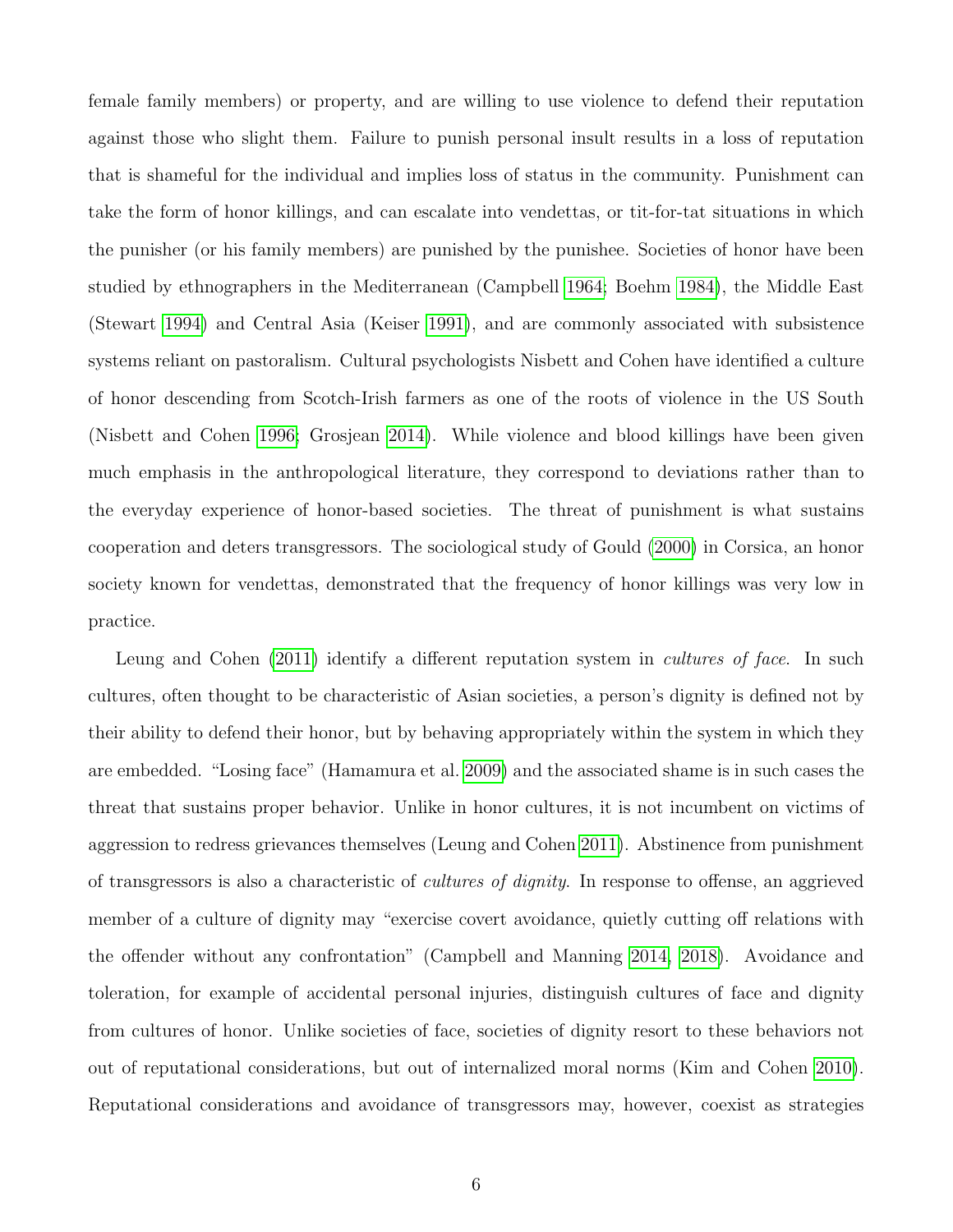female family members) or property, and are willing to use violence to defend their reputation against those who slight them. Failure to punish personal insult results in a loss of reputation that is shameful for the individual and implies loss of status in the community. Punishment can take the form of honor killings, and can escalate into vendettas, or tit-for-tat situations in which the punisher (or his family members) are punished by the punishee. Societies of honor have been studied by ethnographers in the Mediterranean (Campbell 1964; Boehm 1984), the Middle East (Stewart 1994) and Central Asia (Keiser 1991), and are commonly associated with subsistence systems reliant on pastoralism. Cultural psychologists Nisbett and Cohen have identified a culture of honor descending from Scotch-Irish farmers as one of the roots of violence in the US South (Nisbett and Cohen 1996; Grosjean 2014). While violence and blood killings have been given much emphasis in the anthropological literature, they correspond to deviations rather than to the everyday experience of honor-based societies. The threat of punishment is what sustains cooperation and deters transgressors. The sociological study of Gould (2000) in Corsica, an honor society known for vendettas, demonstrated that the frequency of honor killings was very low in practice.

Leung and Cohen (2011) identify a different reputation system in *cultures of face*. In such cultures, often thought to be characteristic of Asian societies, a person's dignity is defined not by their ability to defend their honor, but by behaving appropriately within the system in which they are embedded. "Losing face" (Hamamura et al. 2009) and the associated shame is in such cases the threat that sustains proper behavior. Unlike in honor cultures, it is not incumbent on victims of aggression to redress grievances themselves (Leung and Cohen 2011). Abstinence from punishment of transgressors is also a characteristic of *cultures of dignity*. In response to offense, an aggrieved member of a culture of dignity may "exercise covert avoidance, quietly cutting off relations with the offender without any confrontation" (Campbell and Manning 2014, 2018). Avoidance and toleration, for example of accidental personal injuries, distinguish cultures of face and dignity from cultures of honor. Unlike societies of face, societies of dignity resort to these behaviors not out of reputational considerations, but out of internalized moral norms (Kim and Cohen 2010). Reputational considerations and avoidance of transgressors may, however, coexist as strategies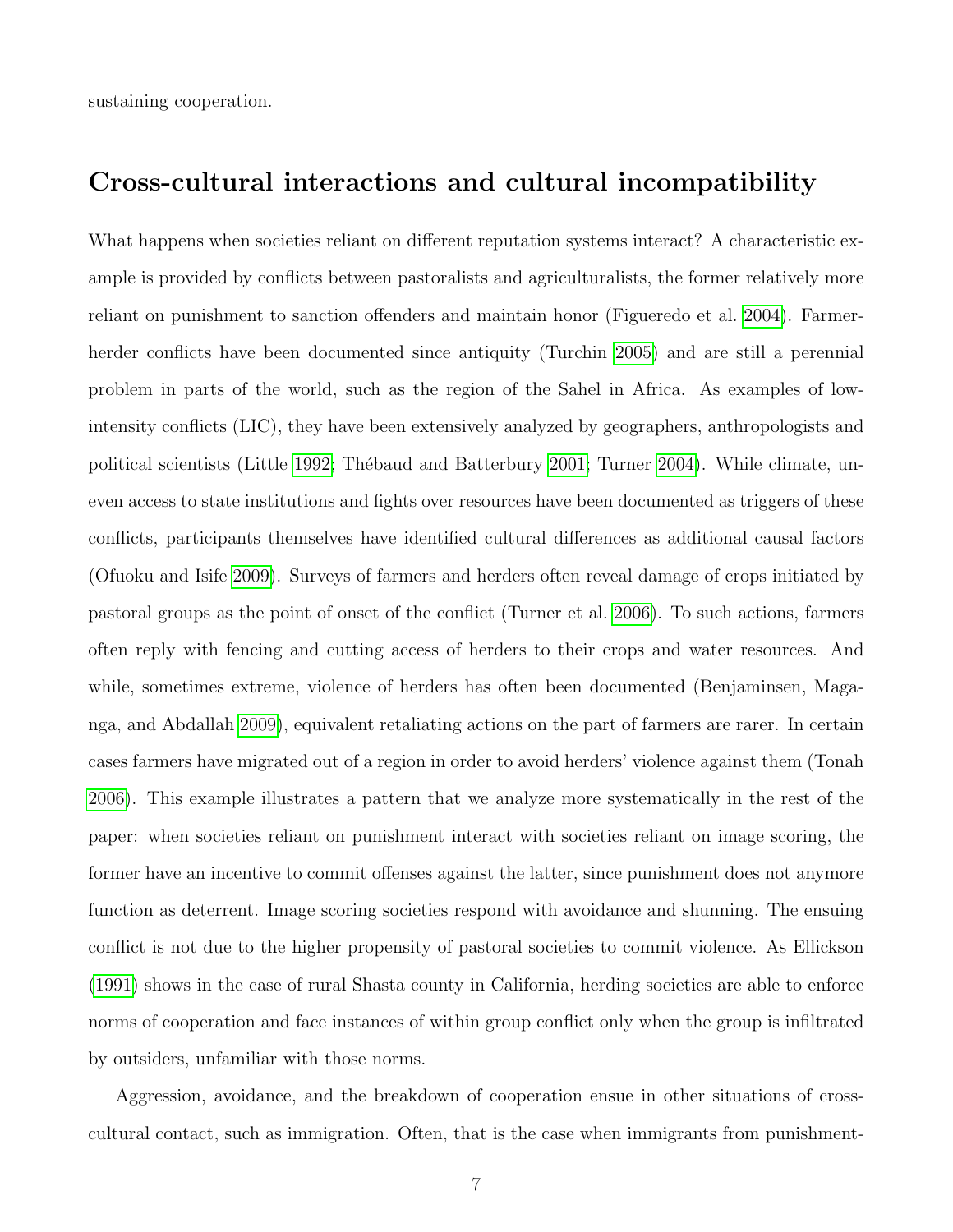sustaining cooperation.

## Cross-cultural interactions and cultural incompatibility

What happens when societies reliant on different reputation systems interact? A characteristic example is provided by conflicts between pastoralists and agriculturalists, the former relatively more reliant on punishment to sanction offenders and maintain honor (Figueredo et al. 2004). Farmer-herder conflicts have been documented since antiquity (Turchin 2005) and are still a perennial problem in parts of the world, such as the region of the Sahel in Africa. As examples of low-intensity conflicts (LIC), they have been extensively analyzed by geographers, anthropologists and political scientists (Little 1992; Thébaud and Batterbury 2001; Turner 2004). While climate, uneven access to state institutions and fights over resources have been documented as triggers of these conflicts, participants themselves have identified cultural differences as additional causal factors (Ofuoku and Isife 2009). Surveys of farmers and herders often reveal damage of crops initiated by pastoral groups as the point of onset of the conflict (Turner et al. 2006). To such actions, farmers often reply with fencing and cutting access of herders to their crops and water resources. And while, sometimes extreme, violence of herders has often been documented (Benjaminsen, Maganga, and Abdallah 2009), equivalent retaliating actions on the part of farmers are rarer. In certain cases farmers have migrated out of a region in order to avoid herders' violence against them (Tonah 2006). This example illustrates a pattern that we analyze more systematically in the rest of the paper: when societies reliant on punishment interact with societies reliant on image scoring, the former have an incentive to commit offenses against the latter, since punishment does not anymore function as deterrent. Image scoring societies respond with avoidance and shunning. The ensuing conflict is not due to the higher propensity of pastoral societies to commit violence. As Ellickson (1991) shows in the case of rural Shasta county in California, herding societies are able to enforce norms of cooperation and face instances of within group conflict only when the group is infiltrated by outsiders, unfamiliar with those norms.

Aggression, avoidance, and the breakdown of cooperation ensue in other situations of cross-cultural contact, such as immigration. Often, that is the case when immigrants from punishment-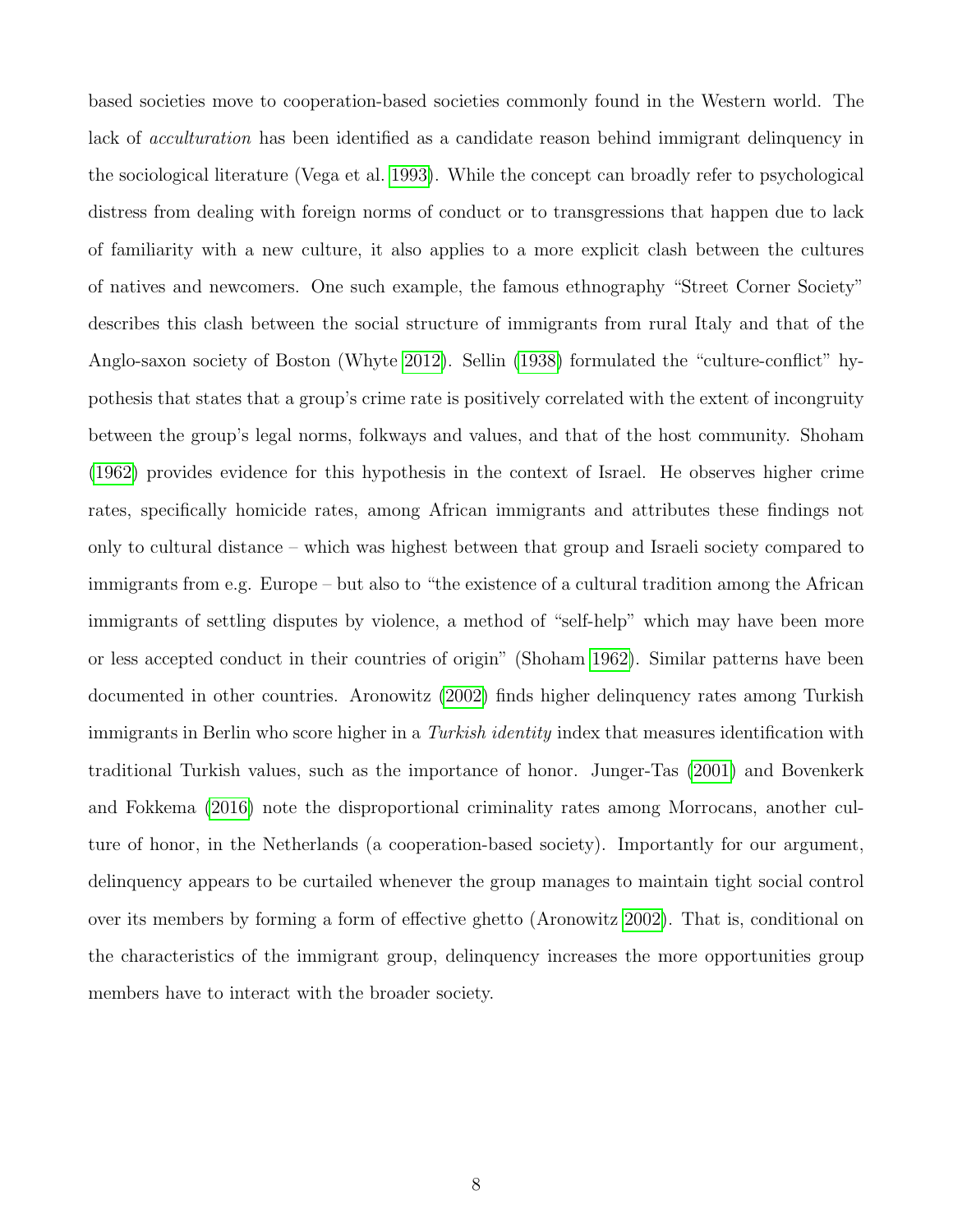based societies move to cooperation-based societies commonly found in the Western world. The lack of *acculturation* has been identified as a candidate reason behind immigrant delinquency in the sociological literature (Vega et al. 1993). While the concept can broadly refer to psychological distress from dealing with foreign norms of conduct or to transgressions that happen due to lack of familiarity with a new culture, it also applies to a more explicit clash between the cultures of natives and newcomers. One such example, the famous ethnography "Street Corner Society" describes this clash between the social structure of immigrants from rural Italy and that of the Anglo-saxon society of Boston (Whyte 2012). Sellin (1938) formulated the "culture-conflict" hypothesis that states that a group's crime rate is positively correlated with the extent of incongruity between the group's legal norms, folkways and values, and that of the host community. Shoham (1962) provides evidence for this hypothesis in the context of Israel. He observes higher crime rates, specifically homicide rates, among African immigrants and attributes these findings not only to cultural distance – which was highest between that group and Israeli society compared to immigrants from e.g. Europe – but also to "the existence of a cultural tradition among the African immigrants of settling disputes by violence, a method of "self-help" which may have been more or less accepted conduct in their countries of origin" (Shoham 1962). Similar patterns have been documented in other countries. Aronowitz (2002) finds higher delinquency rates among Turkish immigrants in Berlin who score higher in a *Turkish identity* index that measures identification with traditional Turkish values, such as the importance of honor. Junger-Tas (2001) and Bovenkerk and Fokkema (2016) note the disproportional criminality rates among Morrocans, another culture of honor, in the Netherlands (a cooperation-based society). Importantly for our argument, delinquency appears to be curtailed whenever the group manages to maintain tight social control over its members by forming a form of effective ghetto (Aronowitz 2002). That is, conditional on the characteristics of the immigrant group, delinquency increases the more opportunities group members have to interact with the broader society.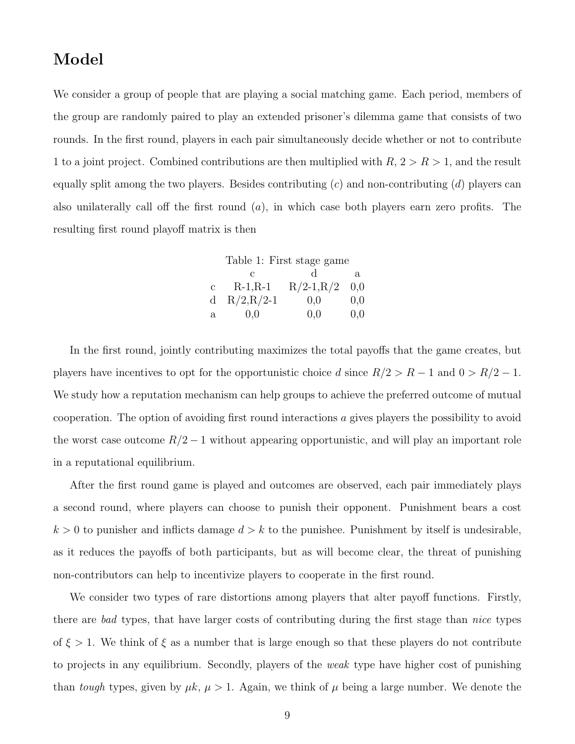# Model

We consider a group of people that are playing a social matching game. Each period, members of the group are randomly paired to play an extended prisoner's dilemma game that consists of two rounds. In the first round, players in each pair simultaneously decide whether or not to contribute 1 to a joint project. Combined contributions are then multiplied with $R$, $2 > R > 1$, and the result equally split among the two players. Besides contributing ($c$) and non-contributing ($d$) players can also unilaterally call off the first round ($a$), in which case both players earn zero profits. The resulting first round playoff matrix is then

Table 1: First stage game

| | c | d | a |
|---|---|---|---|
| c | R-1,R-1 | R/2-1,R/2 | 0,0 |
| d | R/2,R/2-1 | 0,0 | 0,0 |
| a | 0,0 | 0,0 | 0,0 |

In the first round, jointly contributing maximizes the total payoffs that the game creates, but players have incentives to opt for the opportunistic choice $d$ since $R/2 > R - 1$ and $0 > R/2 - 1$. We study how a reputation mechanism can help groups to achieve the preferred outcome of mutual cooperation. The option of avoiding first round interactions $a$ gives players the possibility to avoid the worst case outcome $R/2 - 1$ without appearing opportunistic, and will play an important role in a reputational equilibrium.

After the first round game is played and outcomes are observed, each pair immediately plays a second round, where players can choose to punish their opponent. Punishment bears a cost $k > 0$ to punisher and inflicts damage $d > k$ to the punishee. Punishment by itself is undesirable, as it reduces the payoffs of both participants, but as will become clear, the threat of punishing non-contributors can help to incentivize players to cooperate in the first round.

We consider two types of rare distortions among players that alter payoff functions. Firstly, there are *bad* types, that have larger costs of contributing during the first stage than *nice* types of $\xi > 1$. We think of $\xi$ as a number that is large enough so that these players do not contribute to projects in any equilibrium. Secondly, players of the *weak* type have higher cost of punishing than *tough* types, given by $\mu k$, $\mu > 1$. Again, we think of $\mu$ being a large number. We denote the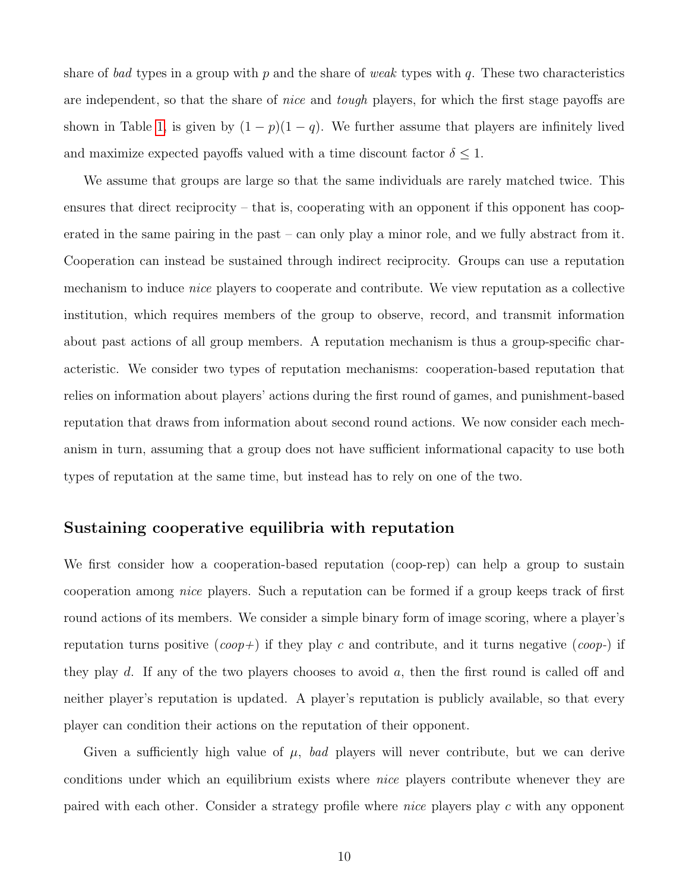share of *bad* types in a group with $p$ and the share of *weak* types with $q$. These two characteristics are independent, so that the share of *nice* and *tough* players, for which the first stage payoffs are shown in Table 1, is given by $(1-p)(1-q)$. We further assume that players are infinitely lived and maximize expected payoffs valued with a time discount factor $\delta \leq 1$.

We assume that groups are large so that the same individuals are rarely matched twice. This ensures that direct reciprocity – that is, cooperating with an opponent if this opponent has cooperated in the same pairing in the past – can only play a minor role, and we fully abstract from it. Cooperation can instead be sustained through indirect reciprocity. Groups can use a reputation mechanism to induce *nice* players to cooperate and contribute. We view reputation as a collective institution, which requires members of the group to observe, record, and transmit information about past actions of all group members. A reputation mechanism is thus a group-specific characteristic. We consider two types of reputation mechanisms: cooperation-based reputation that relies on information about players' actions during the first round of games, and punishment-based reputation that draws from information about second round actions. We now consider each mechanism in turn, assuming that a group does not have sufficient informational capacity to use both types of reputation at the same time, but instead has to rely on one of the two.

## Sustaining cooperative equilibria with reputation

We first consider how a cooperation-based reputation (coop-rep) can help a group to sustain cooperation among *nice* players. Such a reputation can be formed if a group keeps track of first round actions of its members. We consider a simple binary form of image scoring, where a player's reputation turns positive (*coop+*) if they play $c$ and contribute, and it turns negative (*coop-*) if they play $d$. If any of the two players chooses to avoid $a$, then the first round is called off and neither player's reputation is updated. A player's reputation is publicly available, so that every player can condition their actions on the reputation of their opponent.

Given a sufficiently high value of $\mu$, *bad* players will never contribute, but we can derive conditions under which an equilibrium exists where *nice* players contribute whenever they are paired with each other. Consider a strategy profile where *nice* players play $c$ with any opponent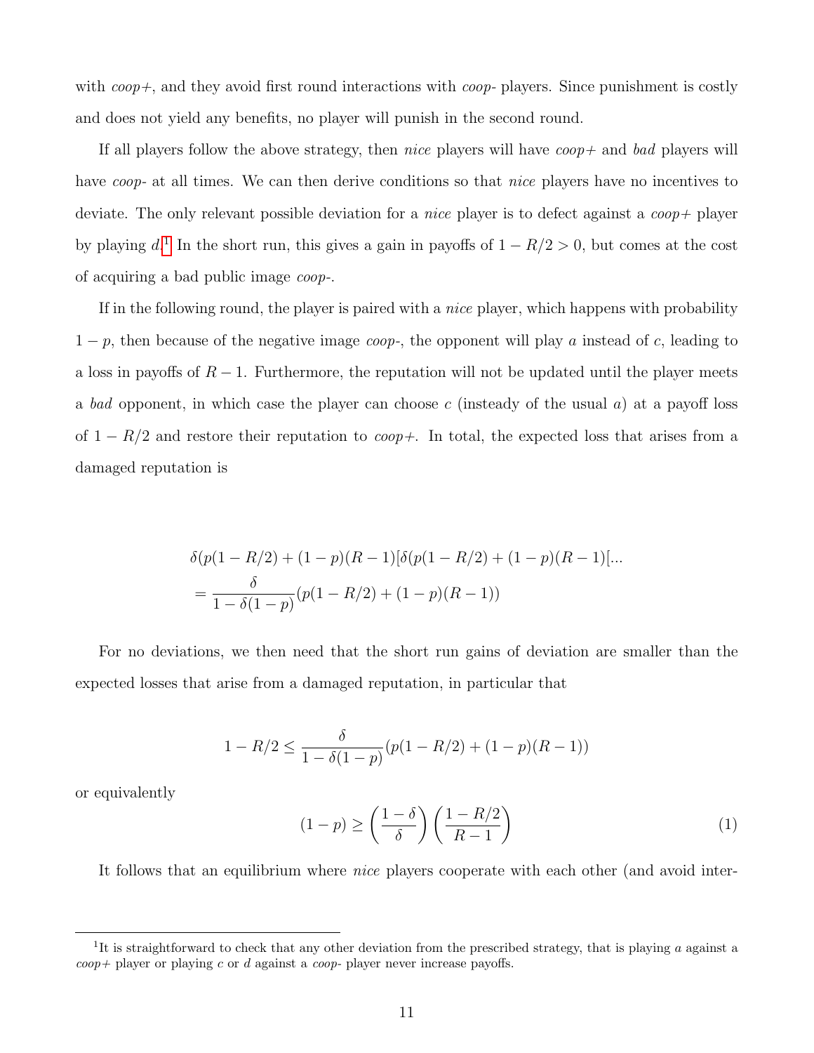with *coop+*, and they avoid first round interactions with *coop-* players. Since punishment is costly and does not yield any benefits, no player will punish in the second round.

If all players follow the above strategy, then *nice* players will have *coop+* and *bad* players will have *coop-* at all times. We can then derive conditions so that *nice* players have no incentives to deviate. The only relevant possible deviation for a *nice* player is to defect against a *coop+* player by playing $d$.[1] In the short run, this gives a gain in payoffs of $1 - R/2 > 0$, but comes at the cost of acquiring a bad public image *coop-*.

If in the following round, the player is paired with a *nice* player, which happens with probability $1 - p$, then because of the negative image *coop-*, the opponent will play $a$ instead of $c$, leading to a loss in payoffs of $R - 1$. Furthermore, the reputation will not be updated until the player meets a *bad* opponent, in which case the player can choose $c$ (insteady of the usual $a$) at a payoff loss of $1 - R/2$ and restore their reputation to *coop+*. In total, the expected loss that arises from a damaged reputation is

$$
\begin{aligned}
&\delta(p(1 - R/2) + (1 - p)(R - 1)[\delta(p(1 - R/2) + (1 - p)(R - 1)[\ldots \\
&= \frac{\delta}{1 - \delta(1 - p)}(p(1 - R/2) + (1 - p)(R - 1))
\end{aligned}
$$

For no deviations, we then need that the short run gains of deviation are smaller than the expected losses that arise from a damaged reputation, in particular that

$$
1 - R/2 \leq \frac{\delta}{1 - \delta(1 - p)}(p(1 - R/2) + (1 - p)(R - 1))
$$

or equivalently

$$
(1 - p) \geq \left(\frac{1 - \delta}{\delta}\right)\left(\frac{1 - R/2}{R - 1}\right) \tag{1}
$$

It follows that an equilibrium where *nice* players cooperate with each other (and avoid inter-

---

[1] It is straightforward to check that any other deviation from the prescribed strategy, that is playing $a$ against a *coop+* player or playing $c$ or $d$ against a *coop-* player never increase payoffs.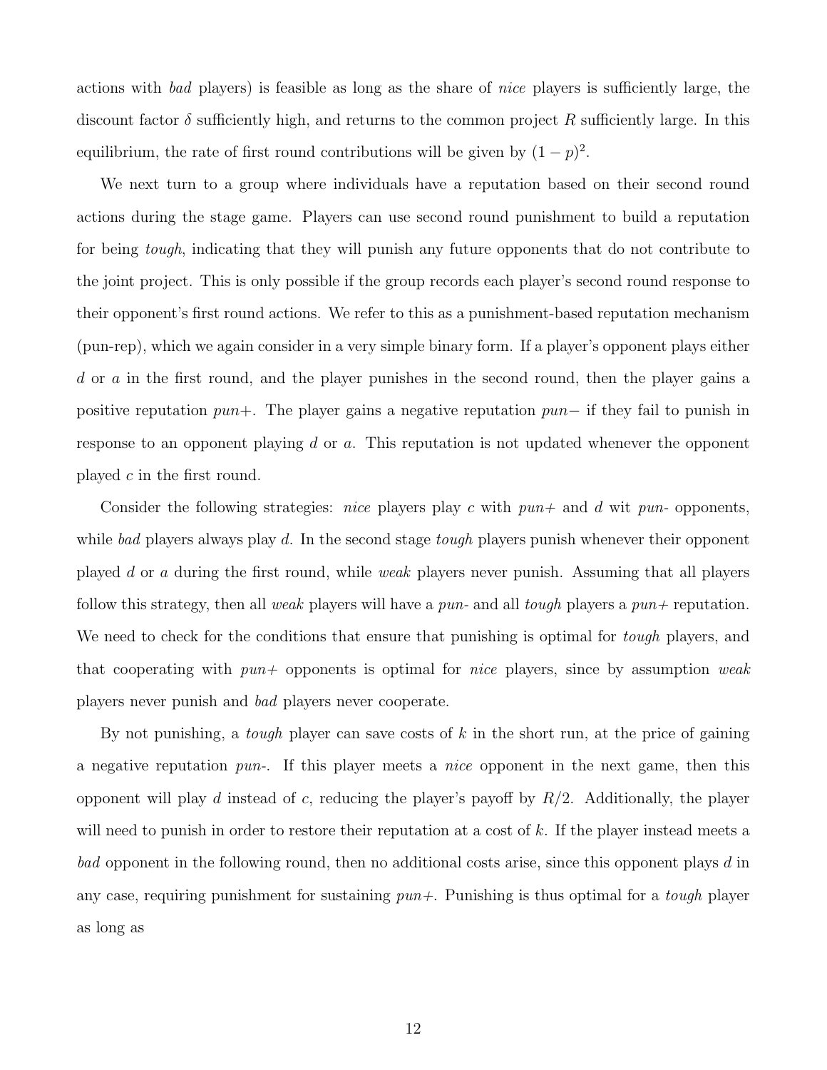actions with *bad* players) is feasible as long as the share of *nice* players is sufficiently large, the discount factor $\delta$ sufficiently high, and returns to the common project $R$ sufficiently large. In this equilibrium, the rate of first round contributions will be given by $(1-p)^2$.

We next turn to a group where individuals have a reputation based on their second round actions during the stage game. Players can use second round punishment to build a reputation for being *tough*, indicating that they will punish any future opponents that do not contribute to the joint project. This is only possible if the group records each player's second round response to their opponent's first round actions. We refer to this as a punishment-based reputation mechanism (pun-rep), which we again consider in a very simple binary form. If a player's opponent plays either $d$ or $a$ in the first round, and the player punishes in the second round, then the player gains a positive reputation *pun+*. The player gains a negative reputation *pun−* if they fail to punish in response to an opponent playing $d$ or $a$. This reputation is not updated whenever the opponent played $c$ in the first round.

Consider the following strategies: *nice* players play $c$ with *pun+* and $d$ wit *pun-* opponents, while *bad* players always play $d$. In the second stage *tough* players punish whenever their opponent played $d$ or $a$ during the first round, while *weak* players never punish. Assuming that all players follow this strategy, then all *weak* players will have a *pun-* and all *tough* players a *pun+* reputation. We need to check for the conditions that ensure that punishing is optimal for *tough* players, and that cooperating with *pun+* opponents is optimal for *nice* players, since by assumption *weak* players never punish and *bad* players never cooperate.

By not punishing, a *tough* player can save costs of $k$ in the short run, at the price of gaining a negative reputation *pun-*. If this player meets a *nice* opponent in the next game, then this opponent will play $d$ instead of $c$, reducing the player's payoff by $R/2$. Additionally, the player will need to punish in order to restore their reputation at a cost of $k$. If the player instead meets a *bad* opponent in the following round, then no additional costs arise, since this opponent plays $d$ in any case, requiring punishment for sustaining *pun+*. Punishing is thus optimal for a *tough* player as long as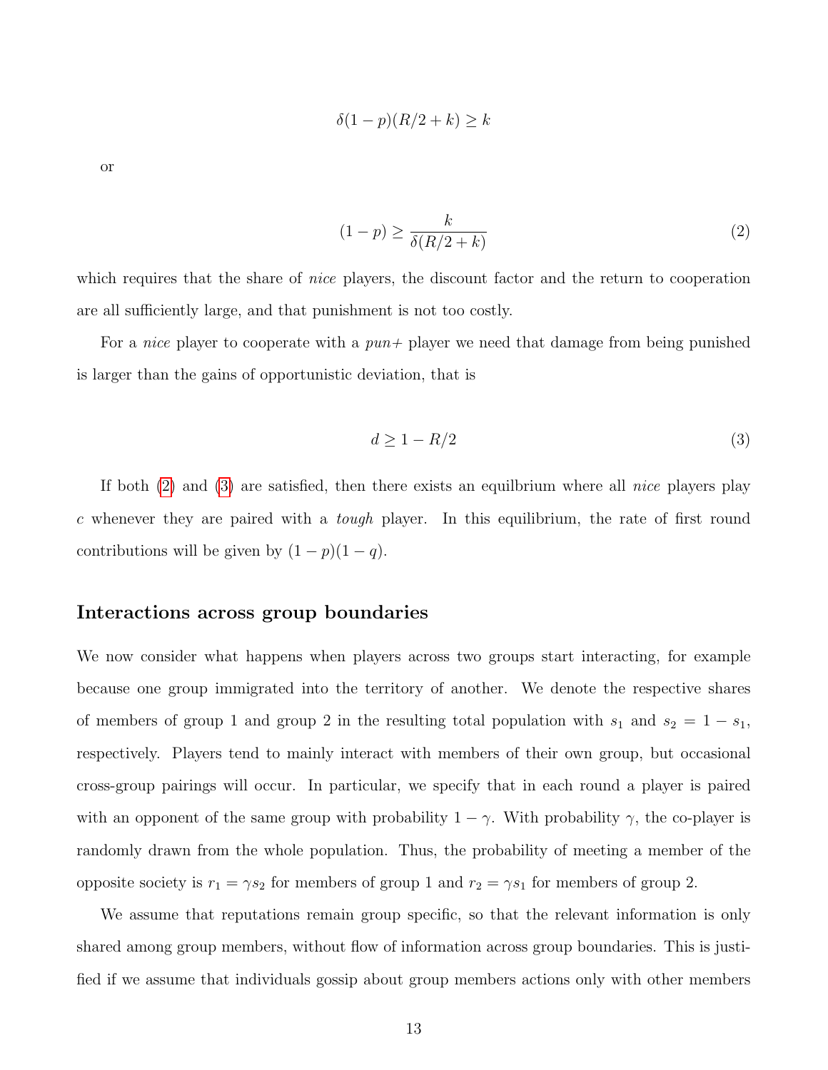$$\delta(1-p)(R/2+k) \geq k$$

or

$$(1-p) \geq \frac{k}{\delta(R/2+k)} \tag{2}$$

which requires that the share of *nice* players, the discount factor and the return to cooperation are all sufficiently large, and that punishment is not too costly.

For a *nice* player to cooperate with a *pun+* player we need that damage from being punished is larger than the gains of opportunistic deviation, that is

$$d \geq 1 - R/2 \tag{3}$$

If both (2) and (3) are satisfied, then there exists an equilbrium where all *nice* players play $c$ whenever they are paired with a *tough* player. In this equilibrium, the rate of first round contributions will be given by $(1-p)(1-q)$.

## Interactions across group boundaries

We now consider what happens when players across two groups start interacting, for example because one group immigrated into the territory of another. We denote the respective shares of members of group 1 and group 2 in the resulting total population with $s_1$ and $s_2 = 1 - s_1$, respectively. Players tend to mainly interact with members of their own group, but occasional cross-group pairings will occur. In particular, we specify that in each round a player is paired with an opponent of the same group with probability $1-\gamma$. With probability $\gamma$, the co-player is randomly drawn from the whole population. Thus, the probability of meeting a member of the opposite society is $r_1 = \gamma s_2$ for members of group 1 and $r_2 = \gamma s_1$ for members of group 2.

We assume that reputations remain group specific, so that the relevant information is only shared among group members, without flow of information across group boundaries. This is justified if we assume that individuals gossip about group members actions only with other members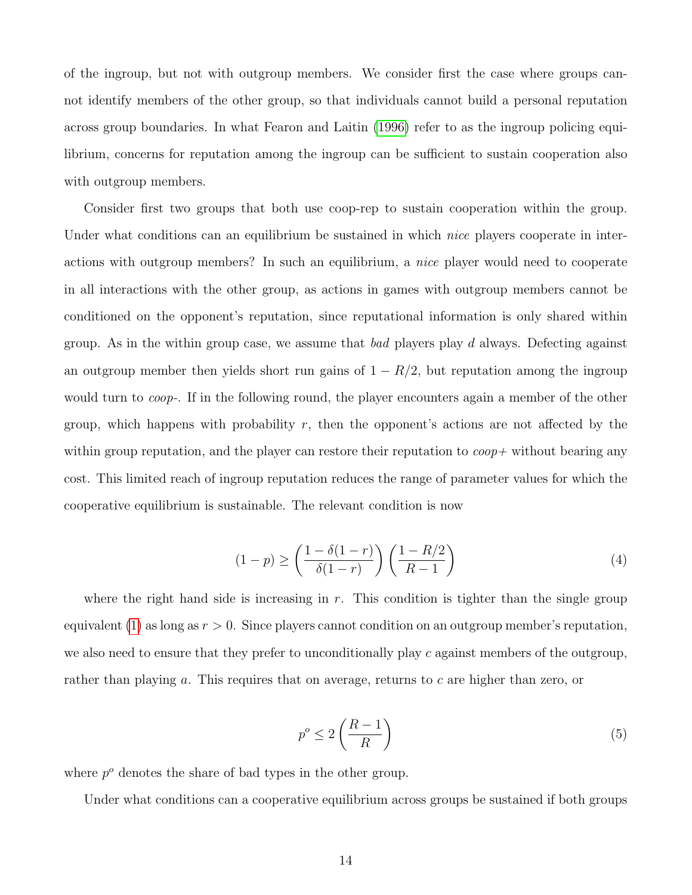of the ingroup, but not with outgroup members. We consider first the case where groups cannot identify members of the other group, so that individuals cannot build a personal reputation across group boundaries. In what Fearon and Laitin (1996) refer to as the ingroup policing equilibrium, concerns for reputation among the ingroup can be sufficient to sustain cooperation also with outgroup members.

Consider first two groups that both use coop-rep to sustain cooperation within the group. Under what conditions can an equilibrium be sustained in which *nice* players cooperate in interactions with outgroup members? In such an equilibrium, a *nice* player would need to cooperate in all interactions with the other group, as actions in games with outgroup members cannot be conditioned on the opponent's reputation, since reputational information is only shared within group. As in the within group case, we assume that *bad* players play $d$ always. Defecting against an outgroup member then yields short run gains of $1 - R/2$, but reputation among the ingroup would turn to *coop-*. If in the following round, the player encounters again a member of the other group, which happens with probability $r$, then the opponent's actions are not affected by the within group reputation, and the player can restore their reputation to *coop+* without bearing any cost. This limited reach of ingroup reputation reduces the range of parameter values for which the cooperative equilibrium is sustainable. The relevant condition is now

$$(1-p) \geq \left(\frac{1-\delta(1-r)}{\delta(1-r)}\right)\left(\frac{1-R/2}{R-1}\right) \tag{4}$$

where the right hand side is increasing in $r$. This condition is tighter than the single group equivalent (1) as long as $r > 0$. Since players cannot condition on an outgroup member's reputation, we also need to ensure that they prefer to unconditionally play $c$ against members of the outgroup, rather than playing $a$. This requires that on average, returns to $c$ are higher than zero, or

$$p^o \leq 2\left(\frac{R-1}{R}\right) \tag{5}$$

where $p^o$ denotes the share of bad types in the other group.

Under what conditions can a cooperative equilibrium across groups be sustained if both groups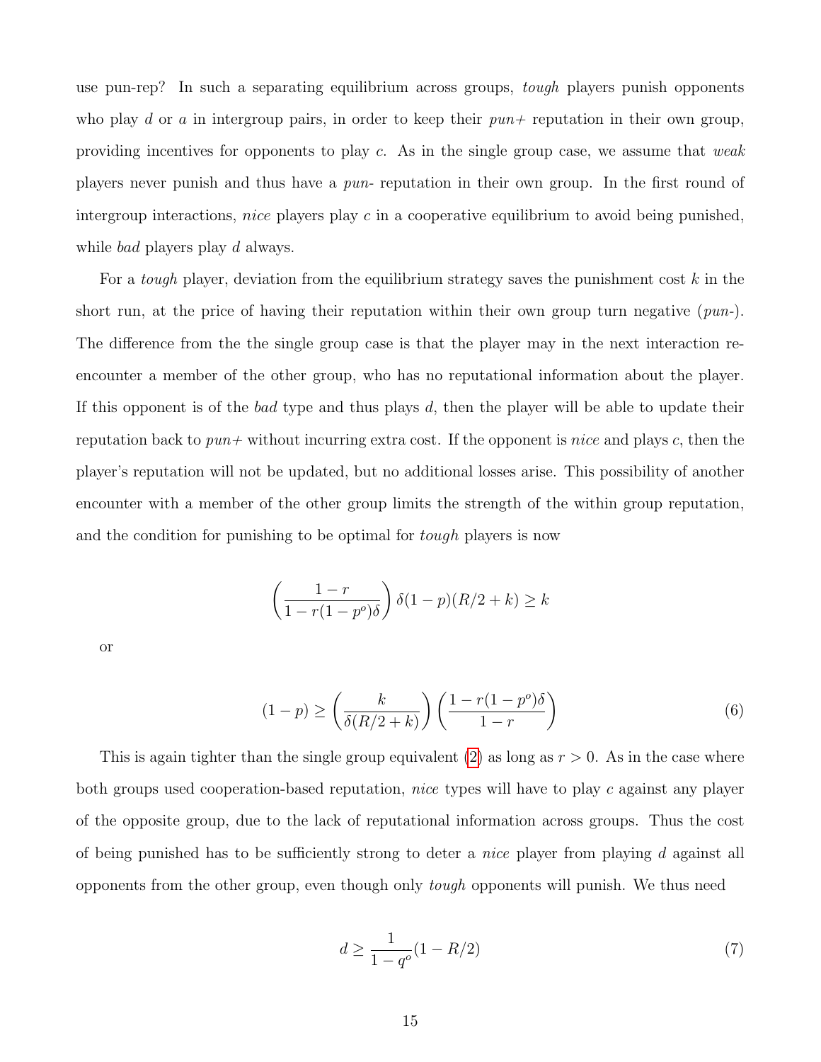use pun-rep? In such a separating equilibrium across groups, *tough* players punish opponents who play $d$ or $a$ in intergroup pairs, in order to keep their *pun+* reputation in their own group, providing incentives for opponents to play $c$. As in the single group case, we assume that *weak* players never punish and thus have a *pun-* reputation in their own group. In the first round of intergroup interactions, *nice* players play $c$ in a cooperative equilibrium to avoid being punished, while *bad* players play $d$ always.

For a *tough* player, deviation from the equilibrium strategy saves the punishment cost $k$ in the short run, at the price of having their reputation within their own group turn negative (*pun-*). The difference from the the single group case is that the player may in the next interaction re-encounter a member of the other group, who has no reputational information about the player. If this opponent is of the *bad* type and thus plays $d$, then the player will be able to update their reputation back to *pun+* without incurring extra cost. If the opponent is *nice* and plays $c$, then the player's reputation will not be updated, but no additional losses arise. This possibility of another encounter with a member of the other group limits the strength of the within group reputation, and the condition for punishing to be optimal for *tough* players is now

$$\left(\frac{1-r}{1-r(1-p^o)\delta}\right)\delta(1-p)(R/2+k) \geq k$$

or

$$(1-p) \geq \left(\frac{k}{\delta(R/2+k)}\right)\left(\frac{1-r(1-p^o)\delta}{1-r}\right) \tag{6}$$

This is again tighter than the single group equivalent (2) as long as $r > 0$. As in the case where both groups used cooperation-based reputation, *nice* types will have to play $c$ against any player of the opposite group, due to the lack of reputational information across groups. Thus the cost of being punished has to be sufficiently strong to deter a *nice* player from playing $d$ against all opponents from the other group, even though only *tough* opponents will punish. We thus need

$$d \geq \frac{1}{1-q^o}(1-R/2) \tag{7}$$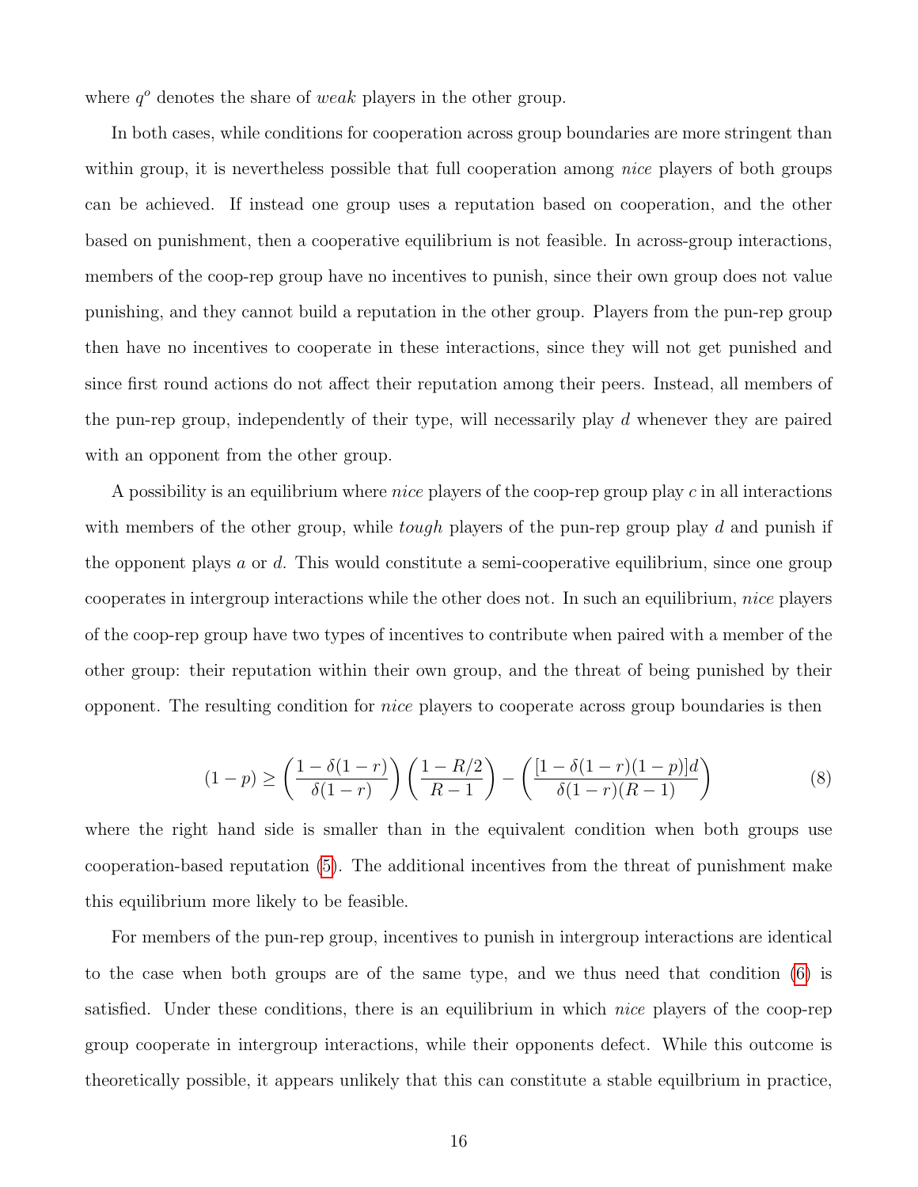where $q^o$ denotes the share of *weak* players in the other group.

In both cases, while conditions for cooperation across group boundaries are more stringent than within group, it is nevertheless possible that full cooperation among *nice* players of both groups can be achieved. If instead one group uses a reputation based on cooperation, and the other based on punishment, then a cooperative equilibrium is not feasible. In across-group interactions, members of the coop-rep group have no incentives to punish, since their own group does not value punishing, and they cannot build a reputation in the other group. Players from the pun-rep group then have no incentives to cooperate in these interactions, since they will not get punished and since first round actions do not affect their reputation among their peers. Instead, all members of the pun-rep group, independently of their type, will necessarily play $d$ whenever they are paired with an opponent from the other group.

A possibility is an equilibrium where *nice* players of the coop-rep group play $c$ in all interactions with members of the other group, while *tough* players of the pun-rep group play $d$ and punish if the opponent plays $a$ or $d$. This would constitute a semi-cooperative equilibrium, since one group cooperates in intergroup interactions while the other does not. In such an equilibrium, *nice* players of the coop-rep group have two types of incentives to contribute when paired with a member of the other group: their reputation within their own group, and the threat of being punished by their opponent. The resulting condition for *nice* players to cooperate across group boundaries is then

$$(1-p) \geq \left(\frac{1-\delta(1-r)}{\delta(1-r)}\right)\left(\frac{1-R/2}{R-1}\right) - \left(\frac{[1-\delta(1-r)(1-p)]d}{\delta(1-r)(R-1)}\right) \tag{8}$$

where the right hand side is smaller than in the equivalent condition when both groups use cooperation-based reputation (5). The additional incentives from the threat of punishment make this equilibrium more likely to be feasible.

For members of the pun-rep group, incentives to punish in intergroup interactions are identical to the case when both groups are of the same type, and we thus need that condition (6) is satisfied. Under these conditions, there is an equilibrium in which *nice* players of the coop-rep group cooperate in intergroup interactions, while their opponents defect. While this outcome is theoretically possible, it appears unlikely that this can constitute a stable equilbrium in practice,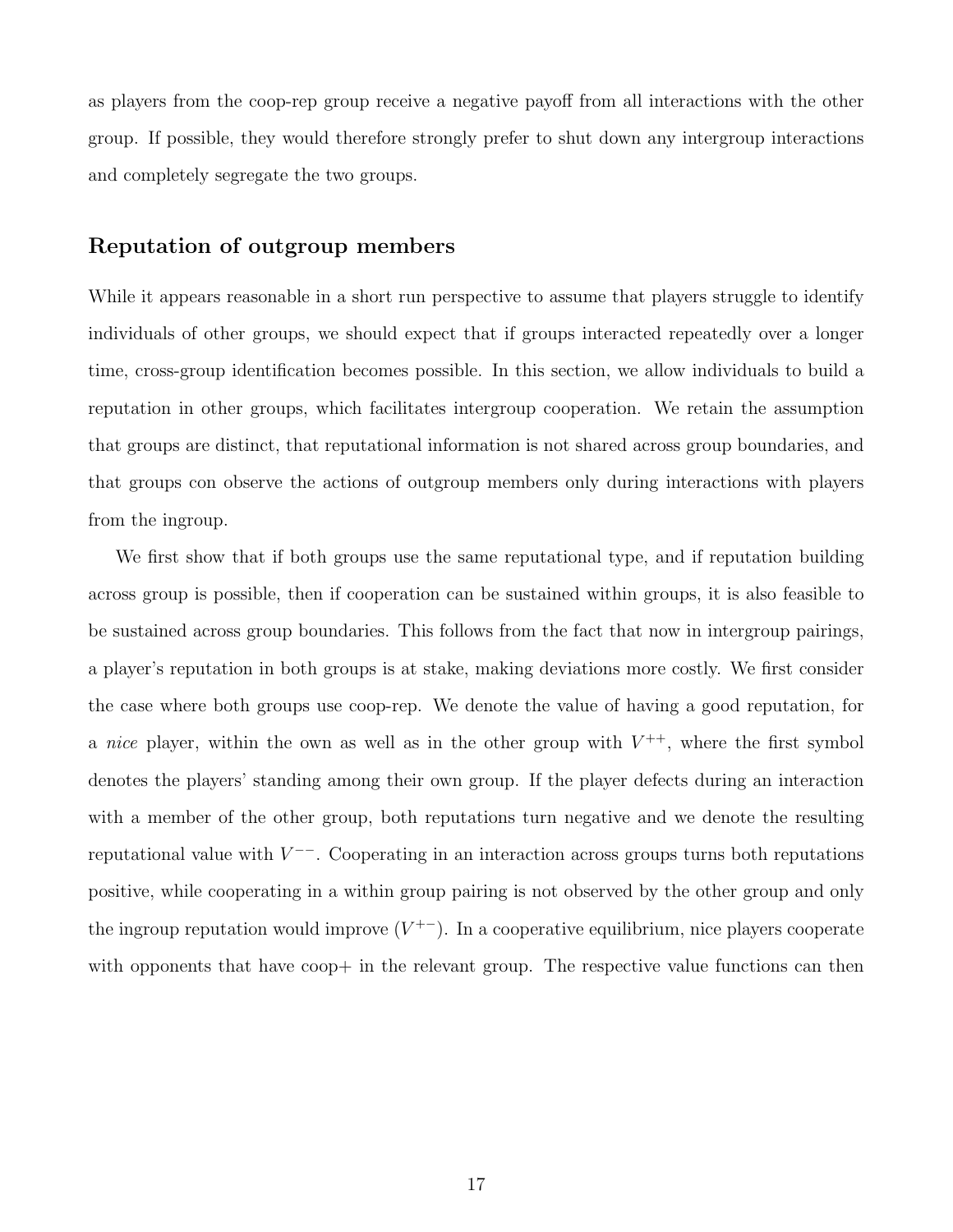as players from the coop-rep group receive a negative payoff from all interactions with the other group. If possible, they would therefore strongly prefer to shut down any intergroup interactions and completely segregate the two groups.

## Reputation of outgroup members

While it appears reasonable in a short run perspective to assume that players struggle to identify individuals of other groups, we should expect that if groups interacted repeatedly over a longer time, cross-group identification becomes possible. In this section, we allow individuals to build a reputation in other groups, which facilitates intergroup cooperation. We retain the assumption that groups are distinct, that reputational information is not shared across group boundaries, and that groups con observe the actions of outgroup members only during interactions with players from the ingroup.

We first show that if both groups use the same reputational type, and if reputation building across group is possible, then if cooperation can be sustained within groups, it is also feasible to be sustained across group boundaries. This follows from the fact that now in intergroup pairings, a player's reputation in both groups is at stake, making deviations more costly. We first consider the case where both groups use coop-rep. We denote the value of having a good reputation, for a *nice* player, within the own as well as in the other group with $V^{++}$, where the first symbol denotes the players' standing among their own group. If the player defects during an interaction with a member of the other group, both reputations turn negative and we denote the resulting reputational value with $V^{--}$. Cooperating in an interaction across groups turns both reputations positive, while cooperating in a within group pairing is not observed by the other group and only the ingroup reputation would improve ($V^{+-}$). In a cooperative equilibrium, nice players cooperate with opponents that have coop+ in the relevant group. The respective value functions can then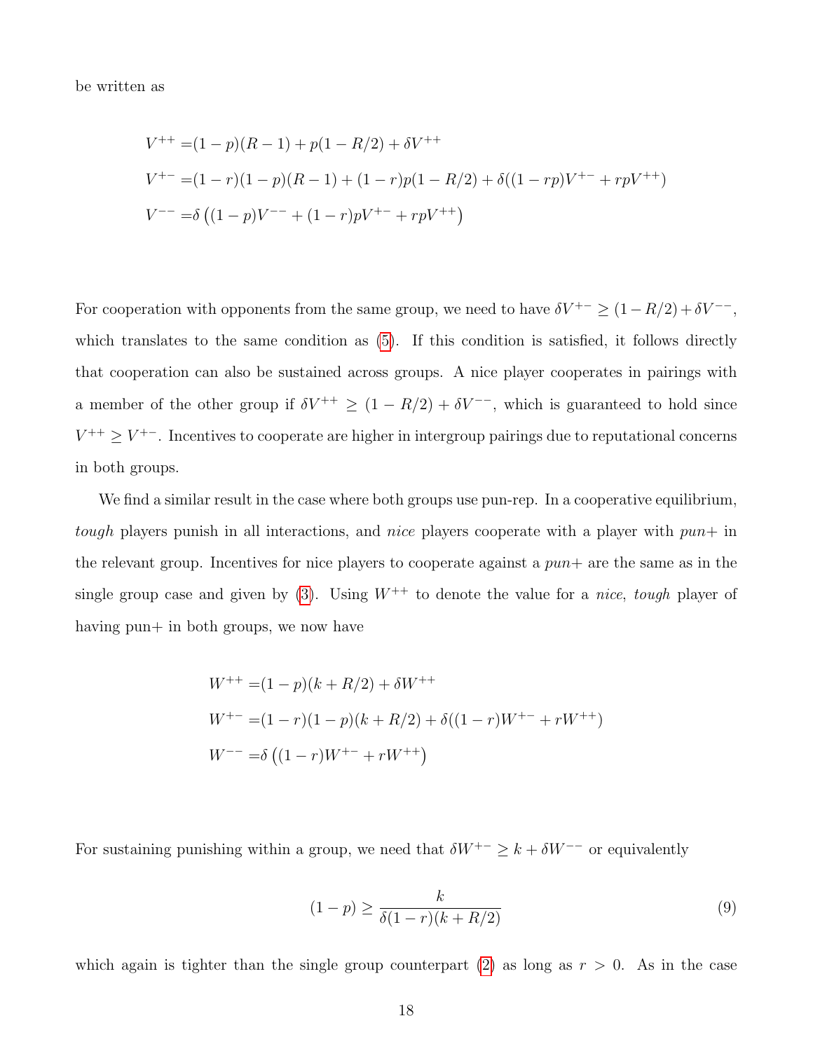be written as

$$
\begin{aligned}
V^{++} =& (1-p)(R-1) + p(1-R/2) + \delta V^{++} \\
V^{+-} =& (1-r)(1-p)(R-1) + (1-r)p(1-R/2) + \delta((1-rp)V^{+-} + rpV^{++}) \\
V^{--} =& \delta\left((1-p)V^{--} + (1-r)pV^{+-} + rpV^{++}\right)
\end{aligned}
$$

For cooperation with opponents from the same group, we need to have $\delta V^{+-} \geq (1-R/2) + \delta V^{--}$, which translates to the same condition as (5). If this condition is satisfied, it follows directly that cooperation can also be sustained across groups. A nice player cooperates in pairings with a member of the other group if $\delta V^{++} \geq (1-R/2) + \delta V^{--}$, which is guaranteed to hold since $V^{++} \geq V^{+-}$. Incentives to cooperate are higher in intergroup pairings due to reputational concerns in both groups.

We find a similar result in the case where both groups use pun-rep. In a cooperative equilibrium, *tough* players punish in all interactions, and *nice* players cooperate with a player with *pun*+ in the relevant group. Incentives for nice players to cooperate against a *pun*+ are the same as in the single group case and given by (3). Using $W^{++}$ to denote the value for a *nice*, *tough* player of having pun+ in both groups, we now have

$$
\begin{aligned}
W^{++} =& (1-p)(k+R/2) + \delta W^{++} \\
W^{+-} =& (1-r)(1-p)(k+R/2) + \delta((1-r)W^{+-} + rW^{++}) \\
W^{--} =& \delta\left((1-r)W^{+-} + rW^{++}\right)
\end{aligned}
$$

For sustaining punishing within a group, we need that $\delta W^{+-} \geq k + \delta W^{--}$ or equivalently

$$
(1-p) \geq \frac{k}{\delta(1-r)(k+R/2)} \tag{9}
$$

which again is tighter than the single group counterpart (2) as long as $r > 0$. As in the case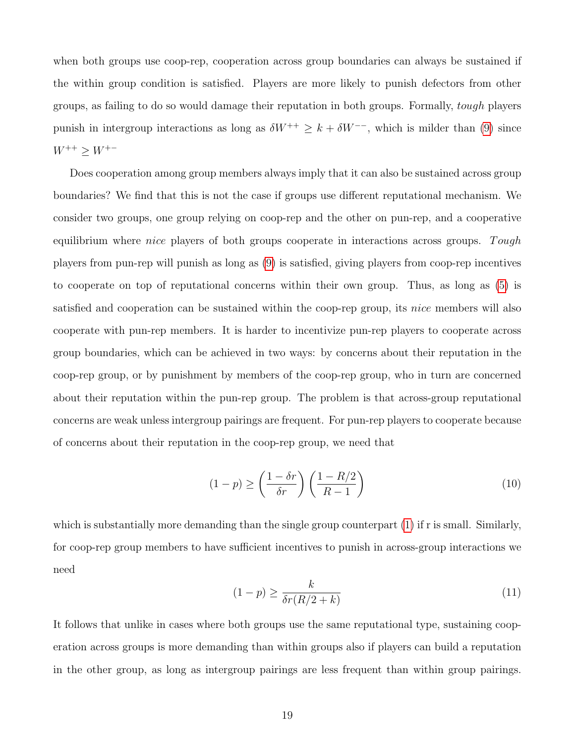when both groups use coop-rep, cooperation across group boundaries can always be sustained if the within group condition is satisfied. Players are more likely to punish defectors from other groups, as failing to do so would damage their reputation in both groups. Formally, *tough* players punish in intergroup interactions as long as $\delta W^{++} \geq k + \delta W^{--}$, which is milder than (9) since $W^{++} \geq W^{+-}$

Does cooperation among group members always imply that it can also be sustained across group boundaries? We find that this is not the case if groups use different reputational mechanism. We consider two groups, one group relying on coop-rep and the other on pun-rep, and a cooperative equilibrium where *nice* players of both groups cooperate in interactions across groups. *Tough* players from pun-rep will punish as long as (9) is satisfied, giving players from coop-rep incentives to cooperate on top of reputational concerns within their own group. Thus, as long as (5) is satisfied and cooperation can be sustained within the coop-rep group, its *nice* members will also cooperate with pun-rep members. It is harder to incentivize pun-rep players to cooperate across group boundaries, which can be achieved in two ways: by concerns about their reputation in the coop-rep group, or by punishment by members of the coop-rep group, who in turn are concerned about their reputation within the pun-rep group. The problem is that across-group reputational concerns are weak unless intergroup pairings are frequent. For pun-rep players to cooperate because of concerns about their reputation in the coop-rep group, we need that

$$(1-p) \geq \left(\frac{1-\delta r}{\delta r}\right)\left(\frac{1-R/2}{R-1}\right) \tag{10}$$

which is substantially more demanding than the single group counterpart (1) if r is small. Similarly, for coop-rep group members to have sufficient incentives to punish in across-group interactions we need

$$(1-p) \geq \frac{k}{\delta r(R/2+k)} \tag{11}$$

It follows that unlike in cases where both groups use the same reputational type, sustaining cooperation across groups is more demanding than within groups also if players can build a reputation in the other group, as long as intergroup pairings are less frequent than within group pairings.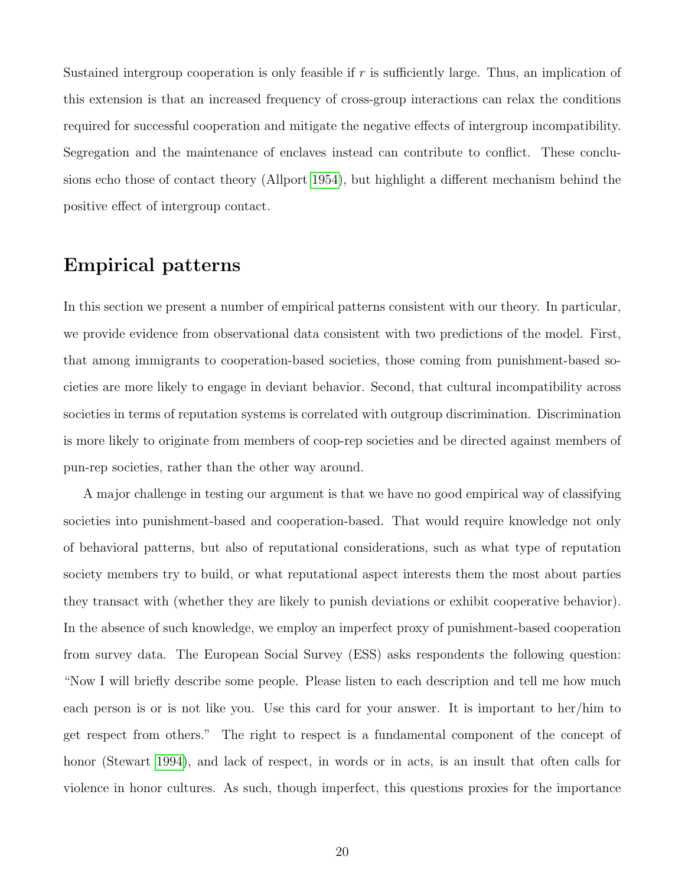Sustained intergroup cooperation is only feasible if $r$ is sufficiently large. Thus, an implication of this extension is that an increased frequency of cross-group interactions can relax the conditions required for successful cooperation and mitigate the negative effects of intergroup incompatibility. Segregation and the maintenance of enclaves instead can contribute to conflict. These conclusions echo those of contact theory (Allport 1954), but highlight a different mechanism behind the positive effect of intergroup contact.

## Empirical patterns

In this section we present a number of empirical patterns consistent with our theory. In particular, we provide evidence from observational data consistent with two predictions of the model. First, that among immigrants to cooperation-based societies, those coming from punishment-based societies are more likely to engage in deviant behavior. Second, that cultural incompatibility across societies in terms of reputation systems is correlated with outgroup discrimination. Discrimination is more likely to originate from members of coop-rep societies and be directed against members of pun-rep societies, rather than the other way around.

A major challenge in testing our argument is that we have no good empirical way of classifying societies into punishment-based and cooperation-based. That would require knowledge not only of behavioral patterns, but also of reputational considerations, such as what type of reputation society members try to build, or what reputational aspect interests them the most about parties they transact with (whether they are likely to punish deviations or exhibit cooperative behavior). In the absence of such knowledge, we employ an imperfect proxy of punishment-based cooperation from survey data. The European Social Survey (ESS) asks respondents the following question: "Now I will briefly describe some people. Please listen to each description and tell me how much each person is or is not like you. Use this card for your answer. It is important to her/him to get respect from others." The right to respect is a fundamental component of the concept of honor (Stewart 1994), and lack of respect, in words or in acts, is an insult that often calls for violence in honor cultures. As such, though imperfect, this questions proxies for the importance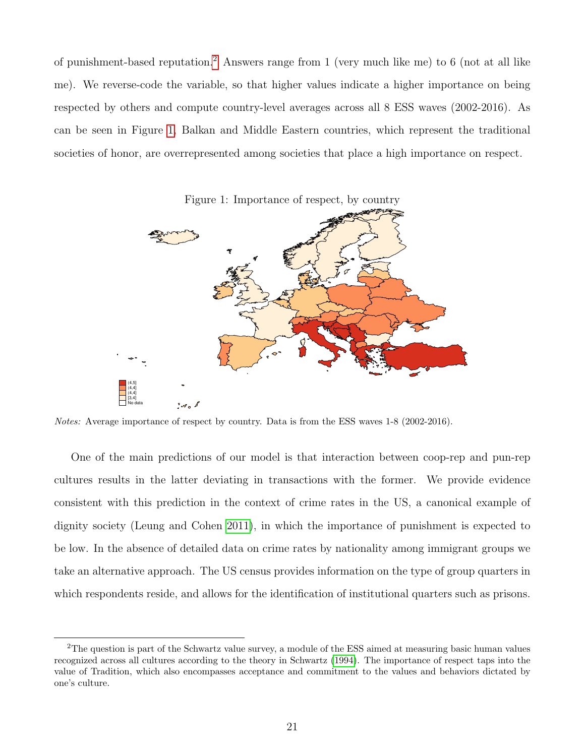of punishment-based reputation.[2] Answers range from 1 (very much like me) to 6 (not at all like me). We reverse-code the variable, so that higher values indicate a higher importance on being respected by others and compute country-level averages across all 8 ESS waves (2002-2016). As can be seen in Figure 1, Balkan and Middle Eastern countries, which represent the traditional societies of honor, are overrepresented among societies that place a high importance on respect.

Figure 1: Importance of respect, by country

*Notes:* Average importance of respect by country. Data is from the ESS waves 1-8 (2002-2016).

One of the main predictions of our model is that interaction between coop-rep and pun-rep cultures results in the latter deviating in transactions with the former. We provide evidence consistent with this prediction in the context of crime rates in the US, a canonical example of dignity society (Leung and Cohen 2011), in which the importance of punishment is expected to be low. In the absence of detailed data on crime rates by nationality among immigrant groups we take an alternative approach. The US census provides information on the type of group quarters in which respondents reside, and allows for the identification of institutional quarters such as prisons.

[2] The question is part of the Schwartz value survey, a module of the ESS aimed at measuring basic human values recognized across all cultures according to the theory in Schwartz (1994). The importance of respect taps into the value of Tradition, which also encompasses acceptance and commitment to the values and behaviors dictated by one's culture.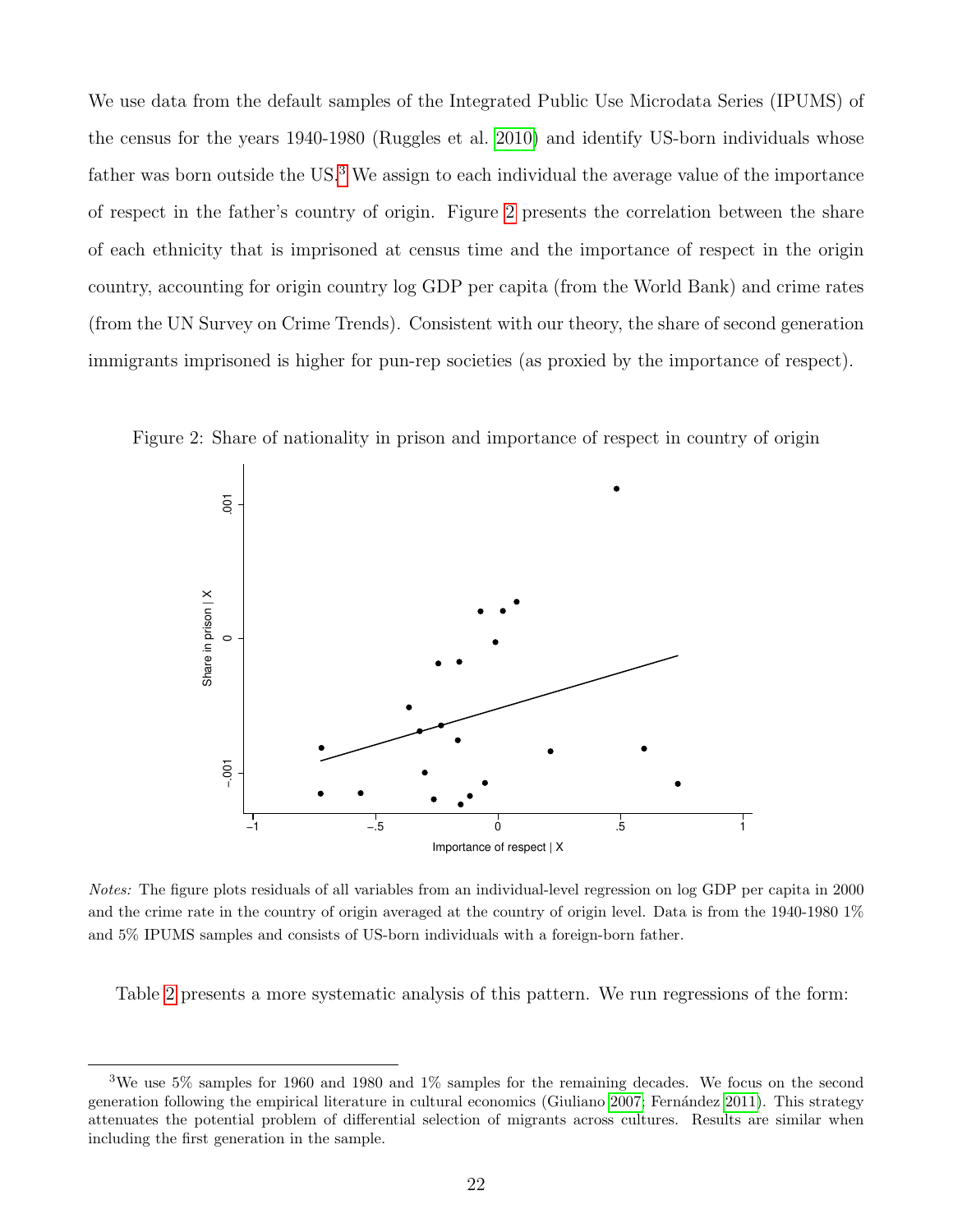We use data from the default samples of the Integrated Public Use Microdata Series (IPUMS) of the census for the years 1940-1980 (Ruggles et al. 2010) and identify US-born individuals whose father was born outside the US.[3] We assign to each individual the average value of the importance of respect in the father's country of origin. Figure 2 presents the correlation between the share of each ethnicity that is imprisoned at census time and the importance of respect in the origin country, accounting for origin country log GDP per capita (from the World Bank) and crime rates (from the UN Survey on Crime Trends). Consistent with our theory, the share of second generation immigrants imprisoned is higher for pun-rep societies (as proxied by the importance of respect).

Figure 2: Share of nationality in prison and importance of respect in country of origin

*Notes:* The figure plots residuals of all variables from an individual-level regression on log GDP per capita in 2000 and the crime rate in the country of origin averaged at the country of origin level. Data is from the 1940-1980 1% and 5% IPUMS samples and consists of US-born individuals with a foreign-born father.

Table 2 presents a more systematic analysis of this pattern. We run regressions of the form:

[3] We use 5% samples for 1960 and 1980 and 1% samples for the remaining decades. We focus on the second generation following the empirical literature in cultural economics (Giuliano 2007; Fernández 2011). This strategy attenuates the potential problem of differential selection of migrants across cultures. Results are similar when including the first generation in the sample.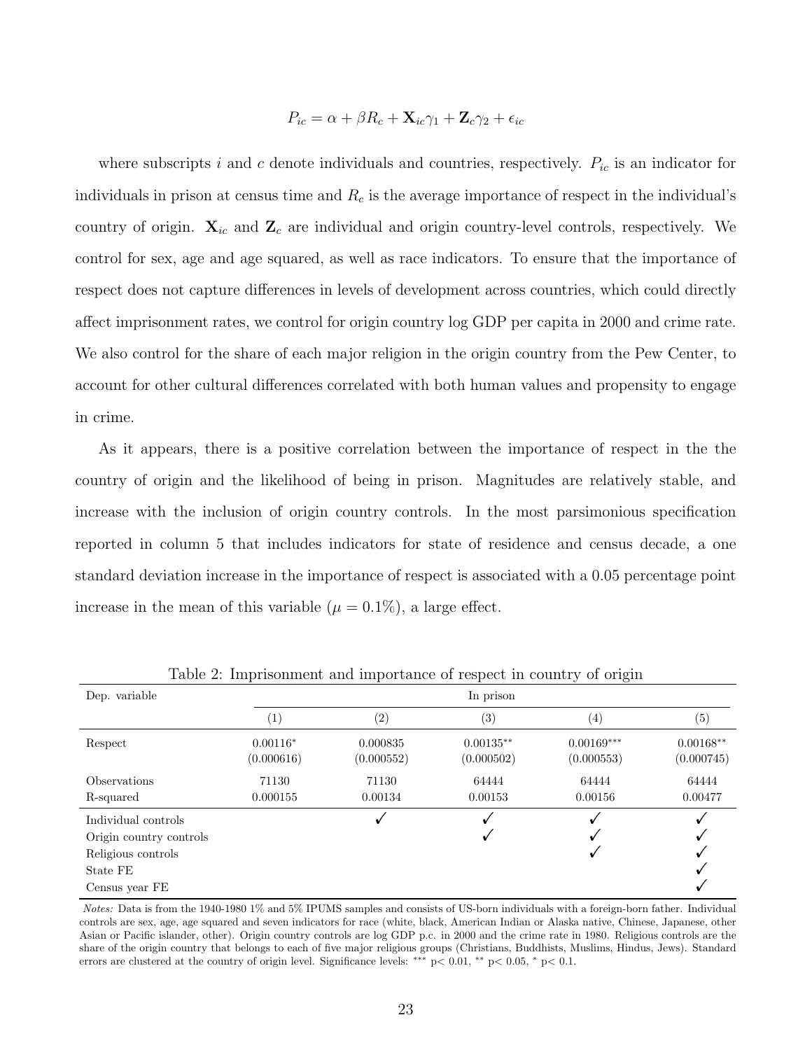$$P_{ic} = \alpha + \beta R_c + \mathbf{X}_{ic}\gamma_1 + \mathbf{Z}_c\gamma_2 + \epsilon_{ic}$$

where subscripts $i$ and $c$ denote individuals and countries, respectively. $P_{ic}$ is an indicator for individuals in prison at census time and $R_c$ is the average importance of respect in the individual's country of origin. $\mathbf{X}_{ic}$ and $\mathbf{Z}_c$ are individual and origin country-level controls, respectively. We control for sex, age and age squared, as well as race indicators. To ensure that the importance of respect does not capture differences in levels of development across countries, which could directly affect imprisonment rates, we control for origin country log GDP per capita in 2000 and crime rate. We also control for the share of each major religion in the origin country from the Pew Center, to account for other cultural differences correlated with both human values and propensity to engage in crime.

As it appears, there is a positive correlation between the importance of respect in the the country of origin and the likelihood of being in prison. Magnitudes are relatively stable, and increase with the inclusion of origin country controls. In the most parsimonious specification reported in column 5 that includes indicators for state of residence and census decade, a one standard deviation increase in the importance of respect is associated with a 0.05 percentage point increase in the mean of this variable ($\mu = 0.1\%$), a large effect.

Table 2: Imprisonment and importance of respect in country of origin

| Dep. variable | In prison | | | | |
|---|---|---|---|---|---|
| | (1) | (2) | (3) | (4) | (5) |
| Respect | 0.00116* | 0.000835 | 0.00135** | 0.00169*** | 0.00168** |
| | (0.000616) | (0.000552) | (0.000502) | (0.000553) | (0.000745) |
| Observations | 71130 | 71130 | 64444 | 64444 | 64444 |
| R-squared | 0.000155 | 0.00134 | 0.00153 | 0.00156 | 0.00477 |
| Individual controls | | ✓ | ✓ | ✓ | ✓ |
| Origin country controls | | | ✓ | ✓ | ✓ |
| Religious controls | | | | ✓ | ✓ |
| State FE | | | | | ✓ |
| Census year FE | | | | | ✓ |

*Notes:* Data is from the 1940-1980 1% and 5% IPUMS samples and consists of US-born individuals with a foreign-born father. Individual controls are sex, age, age squared and seven indicators for race (white, black, American Indian or Alaska native, Chinese, Japanese, other Asian or Pacific islander, other). Origin country controls are log GDP p.c. in 2000 and the crime rate in 1980. Religious controls are the share of the origin country that belongs to each of five major religious groups (Christians, Buddhists, Muslims, Hindus, Jews). Standard errors are clustered at the country of origin level. Significance levels: *** p< 0.01, ** p< 0.05, * p< 0.1.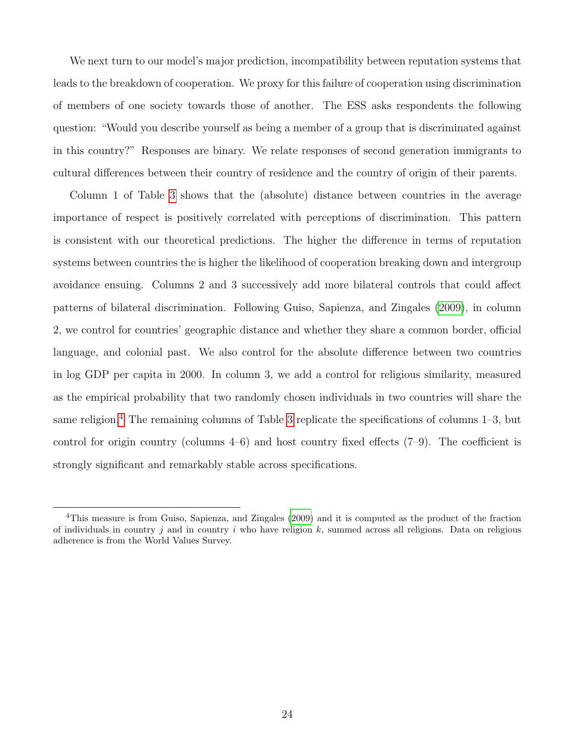We next turn to our model's major prediction, incompatibility between reputation systems that leads to the breakdown of cooperation. We proxy for this failure of cooperation using discrimination of members of one society towards those of another. The ESS asks respondents the following question: "Would you describe yourself as being a member of a group that is discriminated against in this country?" Responses are binary. We relate responses of second generation immigrants to cultural differences between their country of residence and the country of origin of their parents.

Column 1 of Table 3 shows that the (absolute) distance between countries in the average importance of respect is positively correlated with perceptions of discrimination. This pattern is consistent with our theoretical predictions. The higher the difference in terms of reputation systems between countries the is higher the likelihood of cooperation breaking down and intergroup avoidance ensuing. Columns 2 and 3 successively add more bilateral controls that could affect patterns of bilateral discrimination. Following Guiso, Sapienza, and Zingales (2009), in column 2, we control for countries' geographic distance and whether they share a common border, official language, and colonial past. We also control for the absolute difference between two countries in log GDP per capita in 2000. In column 3, we add a control for religious similarity, measured as the empirical probability that two randomly chosen individuals in two countries will share the same religion.[4] The remaining columns of Table 3 replicate the specifications of columns 1–3, but control for origin country (columns 4–6) and host country fixed effects (7–9). The coefficient is strongly significant and remarkably stable across specifications.

[4]This measure is from Guiso, Sapienza, and Zingales (2009) and it is computed as the product of the fraction of individuals in country $j$ and in country $i$ who have religion $k$, summed across all religions. Data on religious adherence is from the World Values Survey.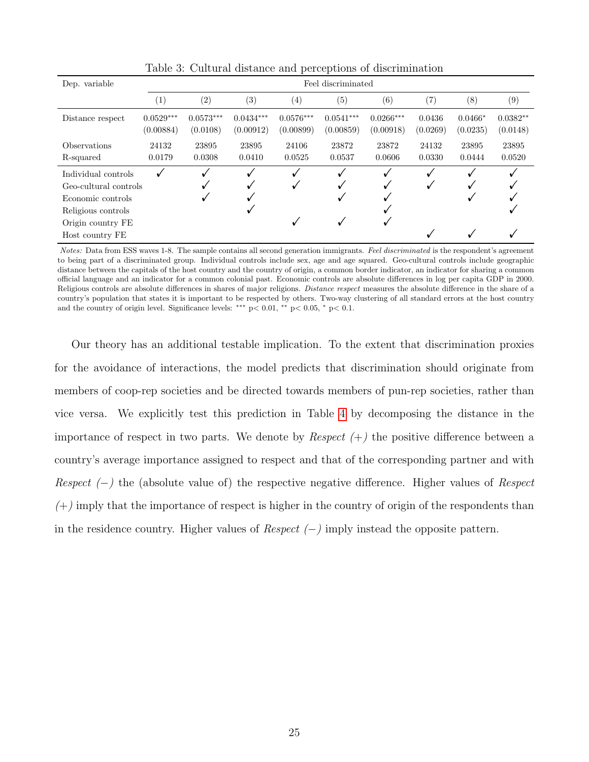Table 3: Cultural distance and perceptions of discrimination

| Dep. variable | Feel discriminated | | | | | | | | |
|---|---|---|---|---|---|---|---|---|---|
| | (1) | (2) | (3) | (4) | (5) | (6) | (7) | (8) | (9) |
| Distance respect | 0.0529*** | 0.0573*** | 0.0434*** | 0.0576*** | 0.0541*** | 0.0266*** | 0.0436 | 0.0466* | 0.0382** |
| | (0.00884) | (0.0108) | (0.00912) | (0.00899) | (0.00859) | (0.00918) | (0.0269) | (0.0235) | (0.0148) |
| Observations | 24132 | 23895 | 23895 | 24106 | 23872 | 23872 | 24132 | 23895 | 23895 |
| R-squared | 0.0179 | 0.0308 | 0.0410 | 0.0525 | 0.0537 | 0.0606 | 0.0330 | 0.0444 | 0.0520 |
| Individual controls | ✓ | ✓ | ✓ | ✓ | ✓ | ✓ | ✓ | ✓ | ✓ |
| Geo-cultural controls | | ✓ | ✓ | ✓ | ✓ | ✓ | ✓ | ✓ | ✓ |
| Economic controls | | ✓ | ✓ | | ✓ | ✓ | | ✓ | ✓ |
| Religious controls | | | ✓ | | | ✓ | | | ✓ |
| Origin country FE | | | | ✓ | ✓ | ✓ | | | |
| Host country FE | | | | | | | ✓ | ✓ | ✓ |

*Notes:* Data from ESS waves 1-8. The sample contains all second generation immigrants. *Feel discriminated* is the respondent's agreement to being part of a discriminated group. Individual controls include sex, age and age squared. Geo-cultural controls include geographic distance between the capitals of the host country and the country of origin, a common border indicator, an indicator for sharing a common official language and an indicator for a common colonial past. Economic controls are absolute differences in log per capita GDP in 2000. Religious controls are absolute differences in shares of major religions. *Distance respect* measures the absolute difference in the share of a country's population that states it is important to be respected by others. Two-way clustering of all standard errors at the host country and the country of origin level. Significance levels: *** p< 0.01, ** p< 0.05, * p< 0.1.

Our theory has an additional testable implication. To the extent that discrimination proxies for the avoidance of interactions, the model predicts that discrimination should originate from members of coop-rep societies and be directed towards members of pun-rep societies, rather than vice versa. We explicitly test this prediction in Table 4 by decomposing the distance in the importance of respect in two parts. We denote by *Respect (+)* the positive difference between a country's average importance assigned to respect and that of the corresponding partner and with *Respect (−)* the (absolute value of) the respective negative difference. Higher values of *Respect (+)* imply that the importance of respect is higher in the country of origin of the respondents than in the residence country. Higher values of *Respect (−)* imply instead the opposite pattern.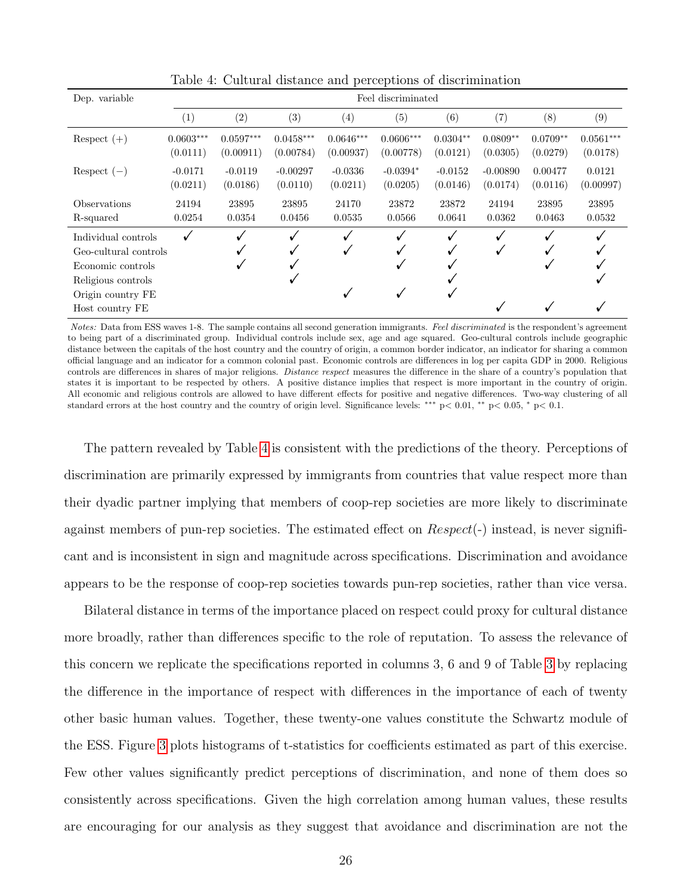Table 4: Cultural distance and perceptions of discrimination

| Dep. variable | Feel discriminated | | | | | | | | |
|---|---|---|---|---|---|---|---|---|---|
| | (1) | (2) | (3) | (4) | (5) | (6) | (7) | (8) | (9) |
| Respect (+) | 0.0603*** | 0.0597*** | 0.0458*** | 0.0646*** | 0.0606*** | 0.0304** | 0.0809** | 0.0709** | 0.0561*** |
| | (0.0111) | (0.00911) | (0.00784) | (0.00937) | (0.00778) | (0.0121) | (0.0305) | (0.0279) | (0.0178) |
| Respect (−) | -0.0171 | -0.0119 | -0.00297 | -0.0336 | -0.0394* | -0.0152 | -0.00890 | 0.00477 | 0.0121 |
| | (0.0211) | (0.0186) | (0.0110) | (0.0211) | (0.0205) | (0.0146) | (0.0174) | (0.0116) | (0.00997) |
| Observations | 24194 | 23895 | 23895 | 24170 | 23872 | 23872 | 24194 | 23895 | 23895 |
| R-squared | 0.0254 | 0.0354 | 0.0456 | 0.0535 | 0.0566 | 0.0641 | 0.0362 | 0.0463 | 0.0532 |
| Individual controls | ✓ | ✓ | ✓ | ✓ | ✓ | ✓ | ✓ | ✓ | ✓ |
| Geo-cultural controls | | ✓ | ✓ | ✓ | ✓ | ✓ | ✓ | ✓ | ✓ |
| Economic controls | | ✓ | ✓ | | ✓ | ✓ | | ✓ | ✓ |
| Religious controls | | | ✓ | | | ✓ | | | ✓ |
| Origin country FE | | | | ✓ | ✓ | ✓ | | | |
| Host country FE | | | | | | | ✓ | ✓ | ✓ |

*Notes:* Data from ESS waves 1-8. The sample contains all second generation immigrants. *Feel discriminated* is the respondent's agreement to being part of a discriminated group. Individual controls include sex, age and age squared. Geo-cultural controls include geographic distance between the capitals of the host country and the country of origin, a common border indicator, an indicator for sharing a common official language and an indicator for a common colonial past. Economic controls are differences in log per capita GDP in 2000. Religious controls are differences in shares of major religions. *Distance respect* measures the difference in the share of a country's population that states it is important to be respected by others. A positive distance implies that respect is more important in the country of origin. All economic and religious controls are allowed to have different effects for positive and negative differences. Two-way clustering of all standard errors at the host country and the country of origin level. Significance levels: *** p< 0.01, ** p< 0.05, * p< 0.1.

The pattern revealed by Table 4 is consistent with the predictions of the theory. Perceptions of discrimination are primarily expressed by immigrants from countries that value respect more than their dyadic partner implying that members of coop-rep societies are more likely to discriminate against members of pun-rep societies. The estimated effect on *Respect*(-) instead, is never significant and is inconsistent in sign and magnitude across specifications. Discrimination and avoidance appears to be the response of coop-rep societies towards pun-rep societies, rather than vice versa.

Bilateral distance in terms of the importance placed on respect could proxy for cultural distance more broadly, rather than differences specific to the role of reputation. To assess the relevance of this concern we replicate the specifications reported in columns 3, 6 and 9 of Table 3 by replacing the difference in the importance of respect with differences in the importance of each of twenty other basic human values. Together, these twenty-one values constitute the Schwartz module of the ESS. Figure 3 plots histograms of t-statistics for coefficients estimated as part of this exercise. Few other values significantly predict perceptions of discrimination, and none of them does so consistently across specifications. Given the high correlation among human values, these results are encouraging for our analysis as they suggest that avoidance and discrimination are not the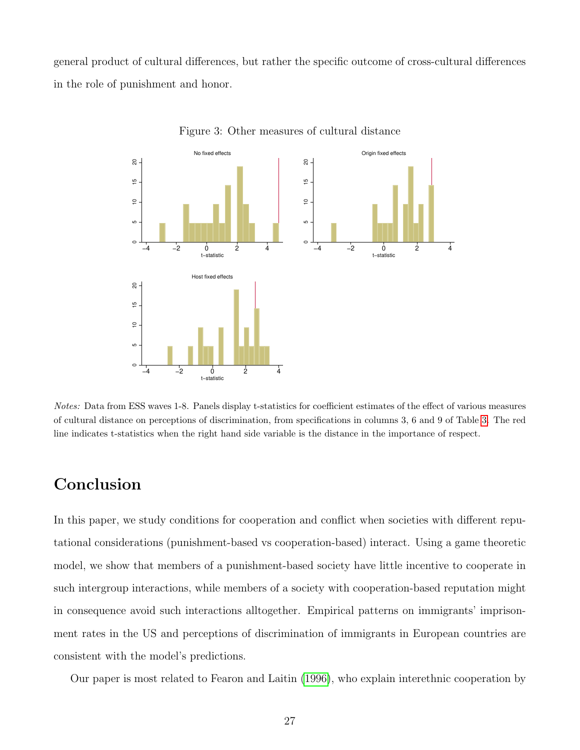general product of cultural differences, but rather the specific outcome of cross-cultural differences in the role of punishment and honor.

Figure 3: Other measures of cultural distance

*Notes:* Data from ESS waves 1-8. Panels display t-statistics for coefficient estimates of the effect of various measures of cultural distance on perceptions of discrimination, from specifications in columns 3, 6 and 9 of Table 3. The red line indicates t-statistics when the right hand side variable is the distance in the importance of respect.

# Conclusion

In this paper, we study conditions for cooperation and conflict when societies with different reputational considerations (punishment-based vs cooperation-based) interact. Using a game theoretic model, we show that members of a punishment-based society have little incentive to cooperate in such intergroup interactions, while members of a society with cooperation-based reputation might in consequence avoid such interactions alltogether. Empirical patterns on immigrants' imprisonment rates in the US and perceptions of discrimination of immigrants in European countries are consistent with the model's predictions.

Our paper is most related to Fearon and Laitin (1996), who explain interethnic cooperation by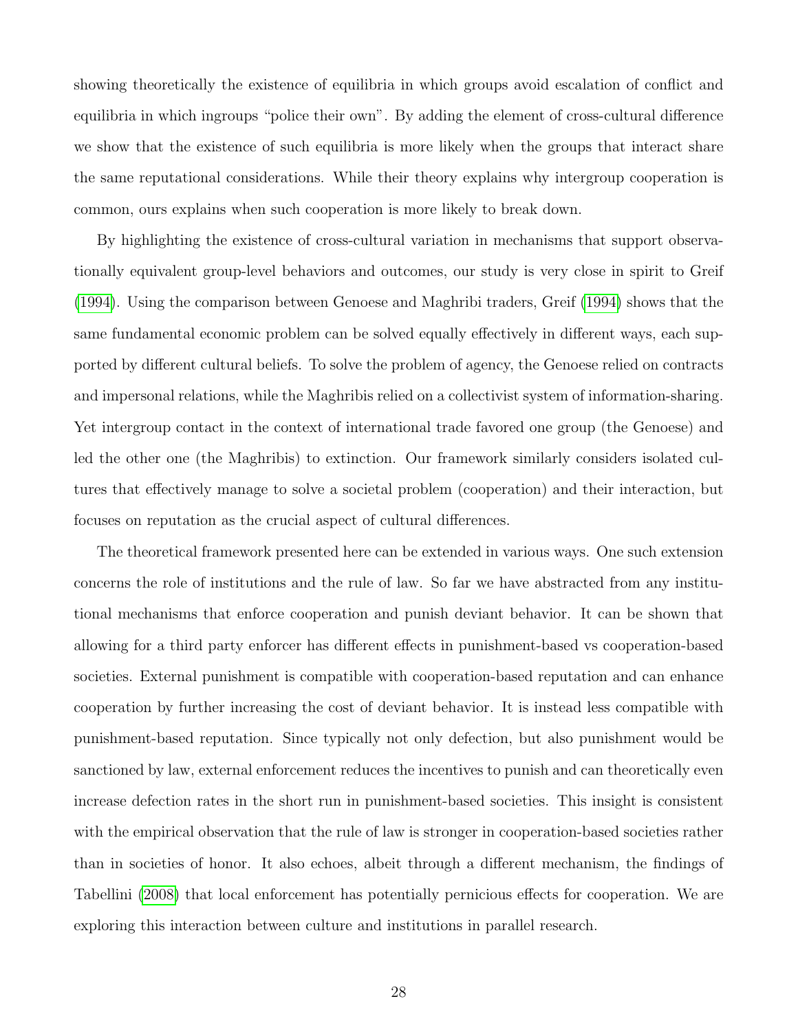showing theoretically the existence of equilibria in which groups avoid escalation of conflict and equilibria in which ingroups "police their own". By adding the element of cross-cultural difference we show that the existence of such equilibria is more likely when the groups that interact share the same reputational considerations. While their theory explains why intergroup cooperation is common, ours explains when such cooperation is more likely to break down.

By highlighting the existence of cross-cultural variation in mechanisms that support observationally equivalent group-level behaviors and outcomes, our study is very close in spirit to Greif (1994). Using the comparison between Genoese and Maghribi traders, Greif (1994) shows that the same fundamental economic problem can be solved equally effectively in different ways, each supported by different cultural beliefs. To solve the problem of agency, the Genoese relied on contracts and impersonal relations, while the Maghribis relied on a collectivist system of information-sharing. Yet intergroup contact in the context of international trade favored one group (the Genoese) and led the other one (the Maghribis) to extinction. Our framework similarly considers isolated cultures that effectively manage to solve a societal problem (cooperation) and their interaction, but focuses on reputation as the crucial aspect of cultural differences.

The theoretical framework presented here can be extended in various ways. One such extension concerns the role of institutions and the rule of law. So far we have abstracted from any institutional mechanisms that enforce cooperation and punish deviant behavior. It can be shown that allowing for a third party enforcer has different effects in punishment-based vs cooperation-based societies. External punishment is compatible with cooperation-based reputation and can enhance cooperation by further increasing the cost of deviant behavior. It is instead less compatible with punishment-based reputation. Since typically not only defection, but also punishment would be sanctioned by law, external enforcement reduces the incentives to punish and can theoretically even increase defection rates in the short run in punishment-based societies. This insight is consistent with the empirical observation that the rule of law is stronger in cooperation-based societies rather than in societies of honor. It also echoes, albeit through a different mechanism, the findings of Tabellini (2008) that local enforcement has potentially pernicious effects for cooperation. We are exploring this interaction between culture and institutions in parallel research.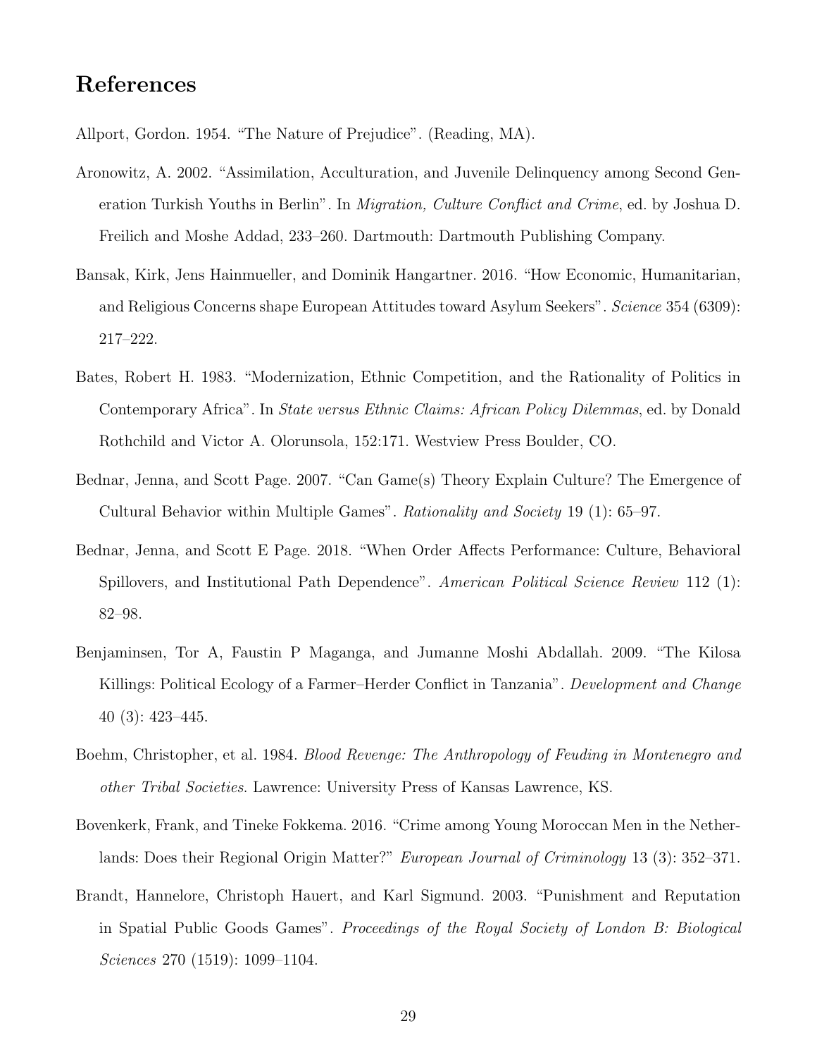## References

Allport, Gordon. 1954. "The Nature of Prejudice". (Reading, MA).

Aronowitz, A. 2002. "Assimilation, Acculturation, and Juvenile Delinquency among Second Generation Turkish Youths in Berlin". In *Migration, Culture Conflict and Crime*, ed. by Joshua D. Freilich and Moshe Addad, 233–260. Dartmouth: Dartmouth Publishing Company.

Bansak, Kirk, Jens Hainmueller, and Dominik Hangartner. 2016. "How Economic, Humanitarian, and Religious Concerns shape European Attitudes toward Asylum Seekers". *Science* 354 (6309): 217–222.

Bates, Robert H. 1983. "Modernization, Ethnic Competition, and the Rationality of Politics in Contemporary Africa". In *State versus Ethnic Claims: African Policy Dilemmas*, ed. by Donald Rothchild and Victor A. Olorunsola, 152:171. Westview Press Boulder, CO.

Bednar, Jenna, and Scott Page. 2007. "Can Game(s) Theory Explain Culture? The Emergence of Cultural Behavior within Multiple Games". *Rationality and Society* 19 (1): 65–97.

Bednar, Jenna, and Scott E Page. 2018. "When Order Affects Performance: Culture, Behavioral Spillovers, and Institutional Path Dependence". *American Political Science Review* 112 (1): 82–98.

Benjaminsen, Tor A, Faustin P Maganga, and Jumanne Moshi Abdallah. 2009. "The Kilosa Killings: Political Ecology of a Farmer–Herder Conflict in Tanzania". *Development and Change* 40 (3): 423–445.

Boehm, Christopher, et al. 1984. *Blood Revenge: The Anthropology of Feuding in Montenegro and other Tribal Societies*. Lawrence: University Press of Kansas Lawrence, KS.

Bovenkerk, Frank, and Tineke Fokkema. 2016. "Crime among Young Moroccan Men in the Netherlands: Does their Regional Origin Matter?" *European Journal of Criminology* 13 (3): 352–371.

Brandt, Hannelore, Christoph Hauert, and Karl Sigmund. 2003. "Punishment and Reputation in Spatial Public Goods Games". *Proceedings of the Royal Society of London B: Biological Sciences* 270 (1519): 1099–1104.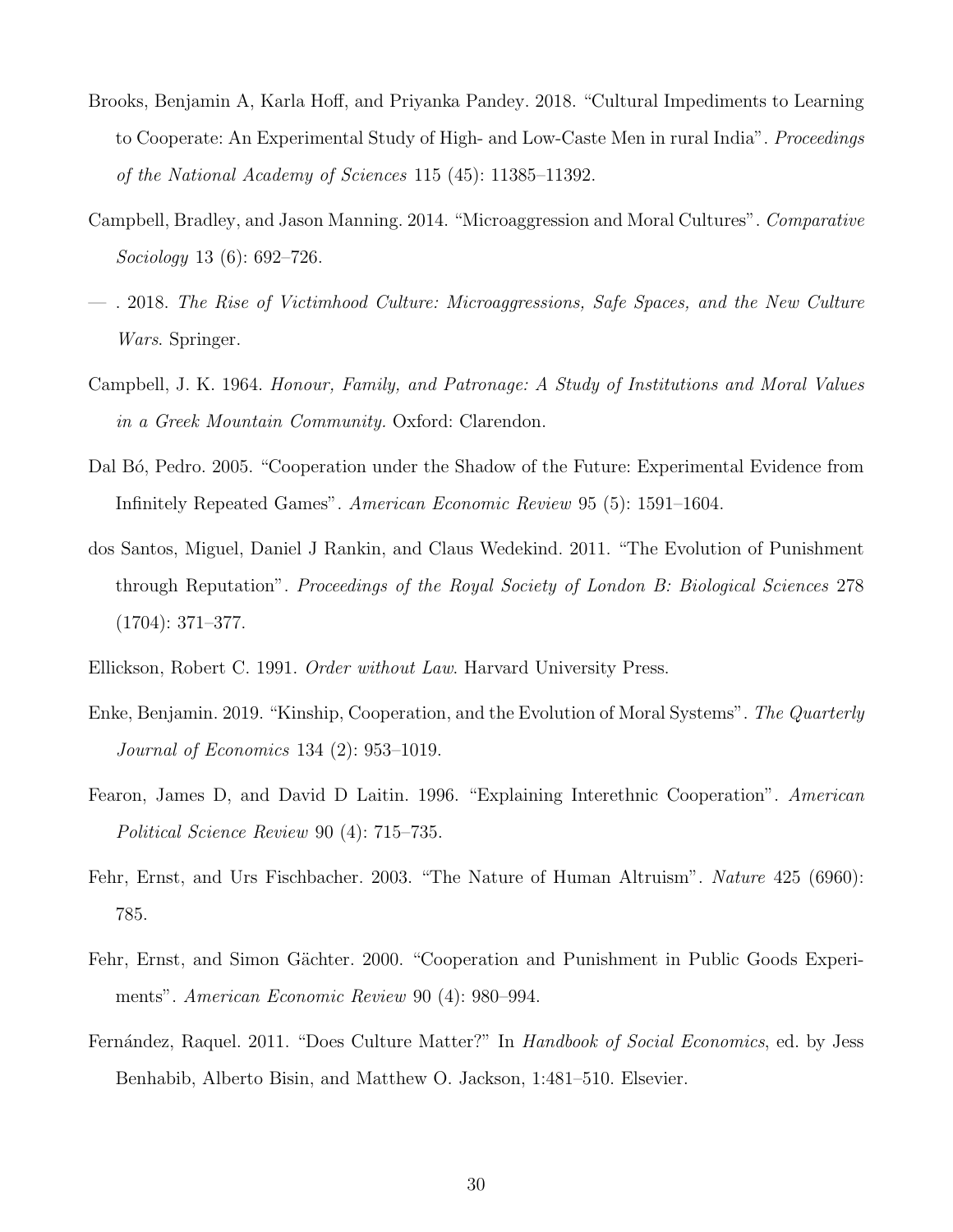Brooks, Benjamin A, Karla Hoff, and Priyanka Pandey. 2018. "Cultural Impediments to Learning to Cooperate: An Experimental Study of High- and Low-Caste Men in rural India". *Proceedings of the National Academy of Sciences* 115 (45): 11385–11392.

Campbell, Bradley, and Jason Manning. 2014. "Microaggression and Moral Cultures". *Comparative Sociology* 13 (6): 692–726.

— . 2018. *The Rise of Victimhood Culture: Microaggressions, Safe Spaces, and the New Culture Wars*. Springer.

Campbell, J. K. 1964. *Honour, Family, and Patronage: A Study of Institutions and Moral Values in a Greek Mountain Community.* Oxford: Clarendon.

Dal Bó, Pedro. 2005. "Cooperation under the Shadow of the Future: Experimental Evidence from Infinitely Repeated Games". *American Economic Review* 95 (5): 1591–1604.

dos Santos, Miguel, Daniel J Rankin, and Claus Wedekind. 2011. "The Evolution of Punishment through Reputation". *Proceedings of the Royal Society of London B: Biological Sciences* 278 (1704): 371–377.

Ellickson, Robert C. 1991. *Order without Law*. Harvard University Press.

Enke, Benjamin. 2019. "Kinship, Cooperation, and the Evolution of Moral Systems". *The Quarterly Journal of Economics* 134 (2): 953–1019.

Fearon, James D, and David D Laitin. 1996. "Explaining Interethnic Cooperation". *American Political Science Review* 90 (4): 715–735.

Fehr, Ernst, and Urs Fischbacher. 2003. "The Nature of Human Altruism". *Nature* 425 (6960): 785.

Fehr, Ernst, and Simon Gächter. 2000. "Cooperation and Punishment in Public Goods Experiments". *American Economic Review* 90 (4): 980–994.

Fernández, Raquel. 2011. "Does Culture Matter?" In *Handbook of Social Economics*, ed. by Jess Benhabib, Alberto Bisin, and Matthew O. Jackson, 1:481–510. Elsevier.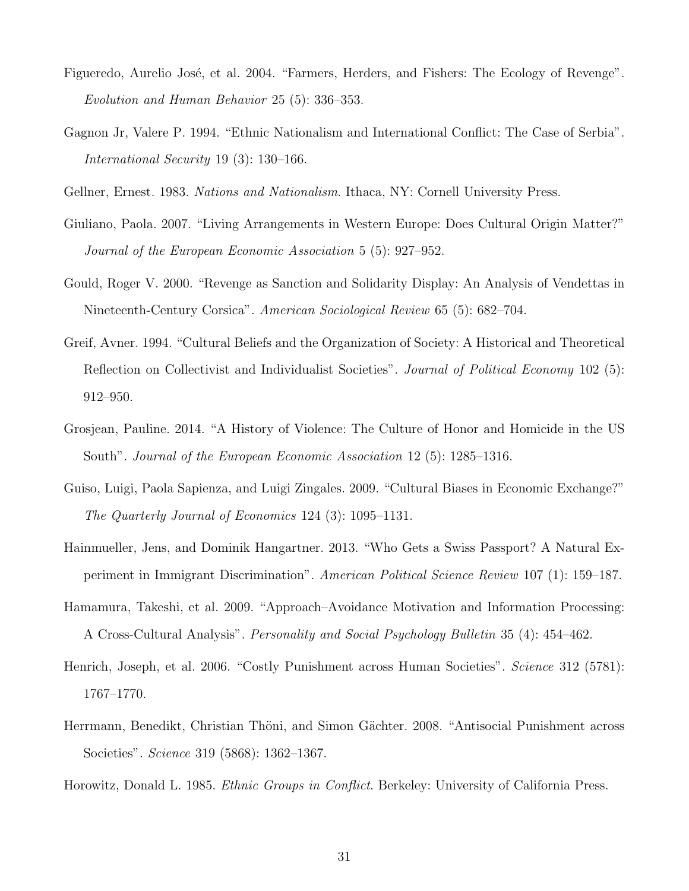Figueredo, Aurelio José, et al. 2004. "Farmers, Herders, and Fishers: The Ecology of Revenge". *Evolution and Human Behavior* 25 (5): 336–353.

Gagnon Jr, Valere P. 1994. "Ethnic Nationalism and International Conflict: The Case of Serbia". *International Security* 19 (3): 130–166.

Gellner, Ernest. 1983. *Nations and Nationalism*. Ithaca, NY: Cornell University Press.

Giuliano, Paola. 2007. "Living Arrangements in Western Europe: Does Cultural Origin Matter?" *Journal of the European Economic Association* 5 (5): 927–952.

Gould, Roger V. 2000. "Revenge as Sanction and Solidarity Display: An Analysis of Vendettas in Nineteenth-Century Corsica". *American Sociological Review* 65 (5): 682–704.

Greif, Avner. 1994. "Cultural Beliefs and the Organization of Society: A Historical and Theoretical Reflection on Collectivist and Individualist Societies". *Journal of Political Economy* 102 (5): 912–950.

Grosjean, Pauline. 2014. "A History of Violence: The Culture of Honor and Homicide in the US South". *Journal of the European Economic Association* 12 (5): 1285–1316.

Guiso, Luigi, Paola Sapienza, and Luigi Zingales. 2009. "Cultural Biases in Economic Exchange?" *The Quarterly Journal of Economics* 124 (3): 1095–1131.

Hainmueller, Jens, and Dominik Hangartner. 2013. "Who Gets a Swiss Passport? A Natural Experiment in Immigrant Discrimination". *American Political Science Review* 107 (1): 159–187.

Hamamura, Takeshi, et al. 2009. "Approach–Avoidance Motivation and Information Processing: A Cross-Cultural Analysis". *Personality and Social Psychology Bulletin* 35 (4): 454–462.

Henrich, Joseph, et al. 2006. "Costly Punishment across Human Societies". *Science* 312 (5781): 1767–1770.

Herrmann, Benedikt, Christian Thöni, and Simon Gächter. 2008. "Antisocial Punishment across Societies". *Science* 319 (5868): 1362–1367.

Horowitz, Donald L. 1985. *Ethnic Groups in Conflict*. Berkeley: University of California Press.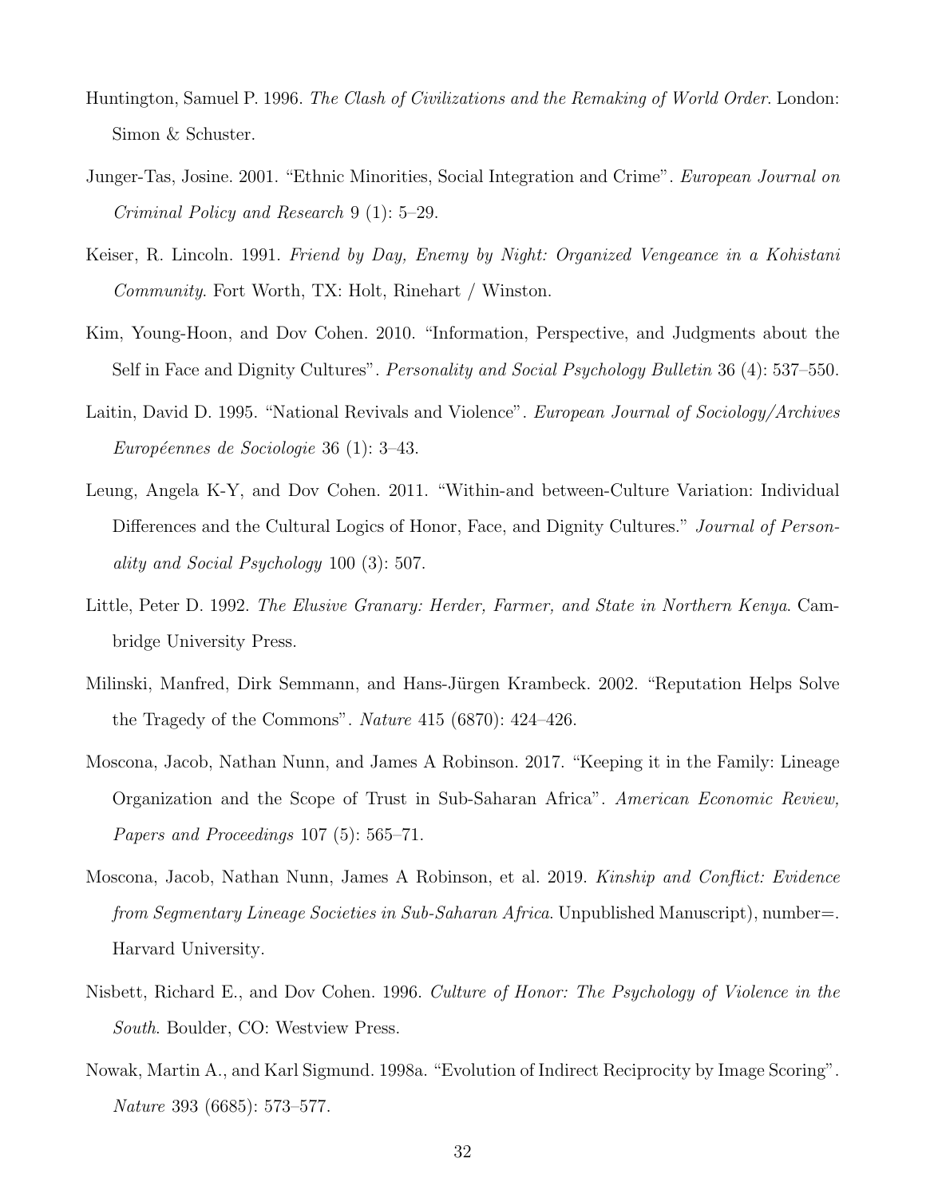Huntington, Samuel P. 1996. *The Clash of Civilizations and the Remaking of World Order*. London: Simon & Schuster.

Junger-Tas, Josine. 2001. "Ethnic Minorities, Social Integration and Crime". *European Journal on Criminal Policy and Research* 9 (1): 5–29.

Keiser, R. Lincoln. 1991. *Friend by Day, Enemy by Night: Organized Vengeance in a Kohistani Community*. Fort Worth, TX: Holt, Rinehart / Winston.

Kim, Young-Hoon, and Dov Cohen. 2010. "Information, Perspective, and Judgments about the Self in Face and Dignity Cultures". *Personality and Social Psychology Bulletin* 36 (4): 537–550.

Laitin, David D. 1995. "National Revivals and Violence". *European Journal of Sociology/Archives Européennes de Sociologie* 36 (1): 3–43.

Leung, Angela K-Y, and Dov Cohen. 2011. "Within-and between-Culture Variation: Individual Differences and the Cultural Logics of Honor, Face, and Dignity Cultures." *Journal of Personality and Social Psychology* 100 (3): 507.

Little, Peter D. 1992. *The Elusive Granary: Herder, Farmer, and State in Northern Kenya*. Cambridge University Press.

Milinski, Manfred, Dirk Semmann, and Hans-Jürgen Krambeck. 2002. "Reputation Helps Solve the Tragedy of the Commons". *Nature* 415 (6870): 424–426.

Moscona, Jacob, Nathan Nunn, and James A Robinson. 2017. "Keeping it in the Family: Lineage Organization and the Scope of Trust in Sub-Saharan Africa". *American Economic Review, Papers and Proceedings* 107 (5): 565–71.

Moscona, Jacob, Nathan Nunn, James A Robinson, et al. 2019. *Kinship and Conflict: Evidence from Segmentary Lineage Societies in Sub-Saharan Africa*. Unpublished Manuscript), number=. Harvard University.

Nisbett, Richard E., and Dov Cohen. 1996. *Culture of Honor: The Psychology of Violence in the South*. Boulder, CO: Westview Press.

Nowak, Martin A., and Karl Sigmund. 1998a. "Evolution of Indirect Reciprocity by Image Scoring". *Nature* 393 (6685): 573–577.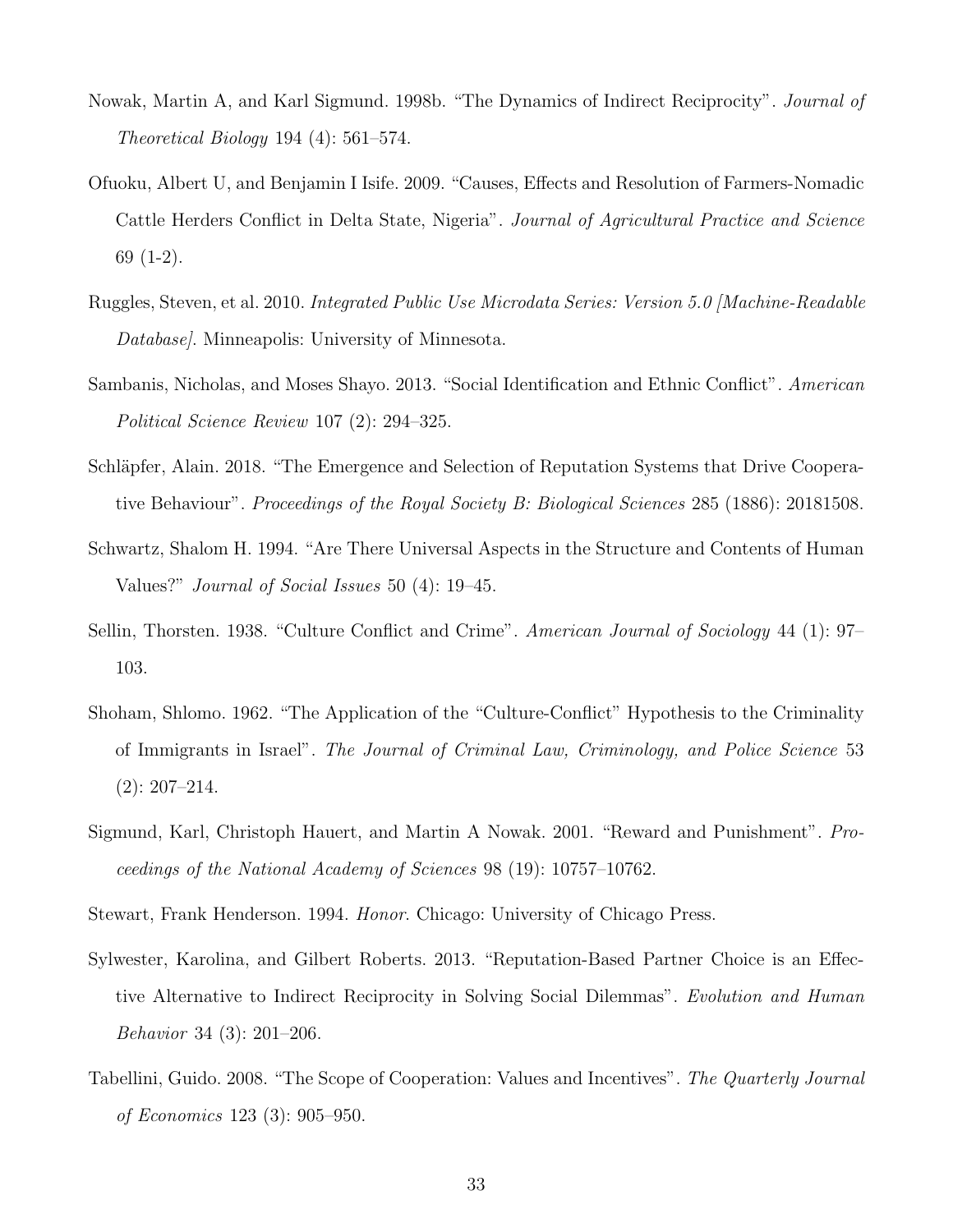Nowak, Martin A, and Karl Sigmund. 1998b. "The Dynamics of Indirect Reciprocity". *Journal of Theoretical Biology* 194 (4): 561–574.

Ofuoku, Albert U, and Benjamin I Isife. 2009. "Causes, Effects and Resolution of Farmers-Nomadic Cattle Herders Conflict in Delta State, Nigeria". *Journal of Agricultural Practice and Science* 69 (1-2).

Ruggles, Steven, et al. 2010. *Integrated Public Use Microdata Series: Version 5.0 [Machine-Readable Database]*. Minneapolis: University of Minnesota.

Sambanis, Nicholas, and Moses Shayo. 2013. "Social Identification and Ethnic Conflict". *American Political Science Review* 107 (2): 294–325.

Schläpfer, Alain. 2018. "The Emergence and Selection of Reputation Systems that Drive Cooperative Behaviour". *Proceedings of the Royal Society B: Biological Sciences* 285 (1886): 20181508.

Schwartz, Shalom H. 1994. "Are There Universal Aspects in the Structure and Contents of Human Values?" *Journal of Social Issues* 50 (4): 19–45.

Sellin, Thorsten. 1938. "Culture Conflict and Crime". *American Journal of Sociology* 44 (1): 97–103.

Shoham, Shlomo. 1962. "The Application of the "Culture-Conflict" Hypothesis to the Criminality of Immigrants in Israel". *The Journal of Criminal Law, Criminology, and Police Science* 53 (2): 207–214.

Sigmund, Karl, Christoph Hauert, and Martin A Nowak. 2001. "Reward and Punishment". *Proceedings of the National Academy of Sciences* 98 (19): 10757–10762.

Stewart, Frank Henderson. 1994. *Honor*. Chicago: University of Chicago Press.

Sylwester, Karolina, and Gilbert Roberts. 2013. "Reputation-Based Partner Choice is an Effective Alternative to Indirect Reciprocity in Solving Social Dilemmas". *Evolution and Human Behavior* 34 (3): 201–206.

Tabellini, Guido. 2008. "The Scope of Cooperation: Values and Incentives". *The Quarterly Journal of Economics* 123 (3): 905–950.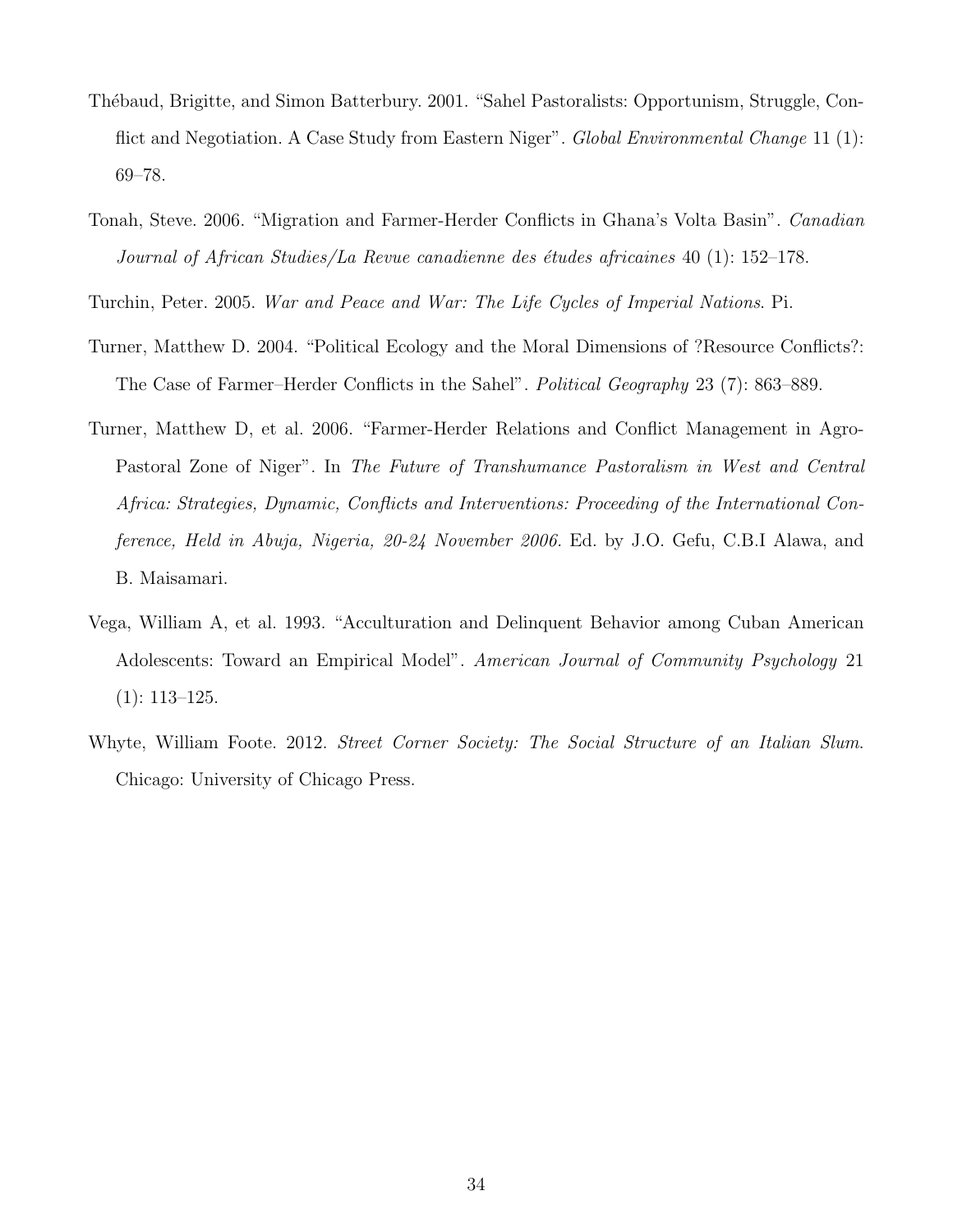Thébaud, Brigitte, and Simon Batterbury. 2001. "Sahel Pastoralists: Opportunism, Struggle, Conflict and Negotiation. A Case Study from Eastern Niger". *Global Environmental Change* 11 (1): 69–78.

Tonah, Steve. 2006. "Migration and Farmer-Herder Conflicts in Ghana's Volta Basin". *Canadian Journal of African Studies/La Revue canadienne des études africaines* 40 (1): 152–178.

Turchin, Peter. 2005. *War and Peace and War: The Life Cycles of Imperial Nations*. Pi.

Turner, Matthew D. 2004. "Political Ecology and the Moral Dimensions of ?Resource Conflicts?: The Case of Farmer–Herder Conflicts in the Sahel". *Political Geography* 23 (7): 863–889.

Turner, Matthew D, et al. 2006. "Farmer-Herder Relations and Conflict Management in Agro-Pastoral Zone of Niger". In *The Future of Transhumance Pastoralism in West and Central Africa: Strategies, Dynamic, Conflicts and Interventions: Proceeding of the International Conference, Held in Abuja, Nigeria, 20-24 November 2006.* Ed. by J.O. Gefu, C.B.I Alawa, and B. Maisamari.

Vega, William A, et al. 1993. "Acculturation and Delinquent Behavior among Cuban American Adolescents: Toward an Empirical Model". *American Journal of Community Psychology* 21 (1): 113–125.

Whyte, William Foote. 2012. *Street Corner Society: The Social Structure of an Italian Slum*. Chicago: University of Chicago Press.